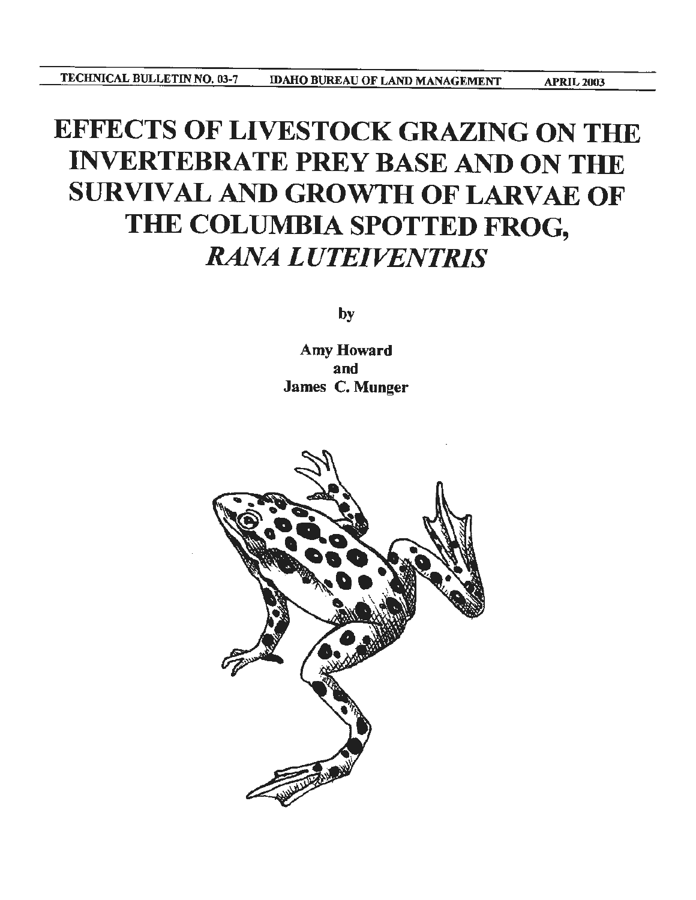TECHNICAL BULLETIN NO. 03-7 IDAHO BUREAU OF LAND MANAGEMENT APRIL 2003

# EFFECTS OF LIVESTOCK GRAZING ON THE INVERTEBRATE PREY BASE AND ON THE SURVIVAL AND GROWTH OF LARVAE OF THE COLUMBIA SPOTTED FROG, *RANA LUTEIVENTRIS*

by

**Amy Howard**
**and**
**James C. Munger**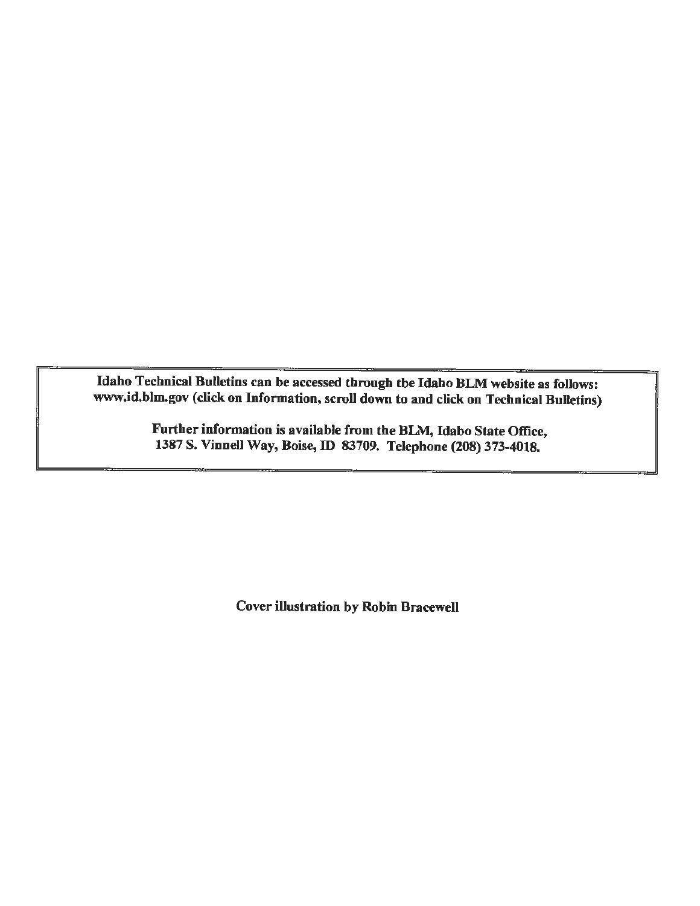**Idaho Technical Bulletins can be accessed through the Idaho BLM website as follows: www.id.blm.gov (click on Information, scroll down to and click on Technical Bulletins)**

**Further information is available from the BLM, Idaho State Office, 1387 S. Vinnell Way, Boise, ID 83709. Telephone (208) 373-4018.**

**Cover illustration by Robin Bracewell**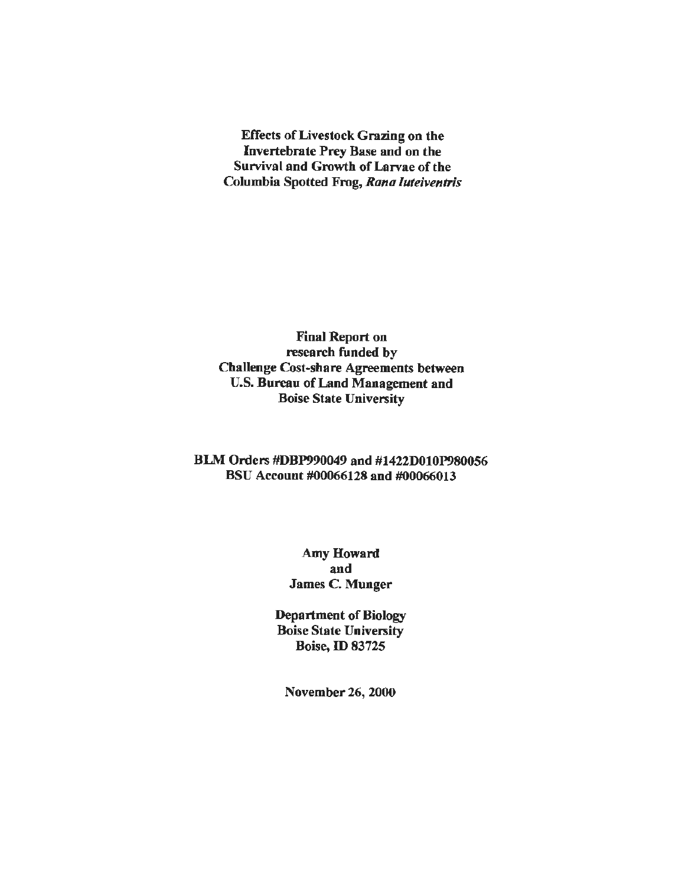**Effects of Livestock Grazing on the Invertebrate Prey Base and on the Survival and Growth of Larvae of the Columbia Spotted Frog, *Rana luteiventris***

**Final Report on research funded by Challenge Cost-share Agreements between U.S. Bureau of Land Management and Boise State University**

**BLM Orders #DBP990049 and #1422D010P980056**
**BSU Account #00066128 and #00066013**

**Amy Howard**
**and**
**James C. Munger**

**Department of Biology**
**Boise State University**
**Boise, ID 83725**

**November 26, 2000**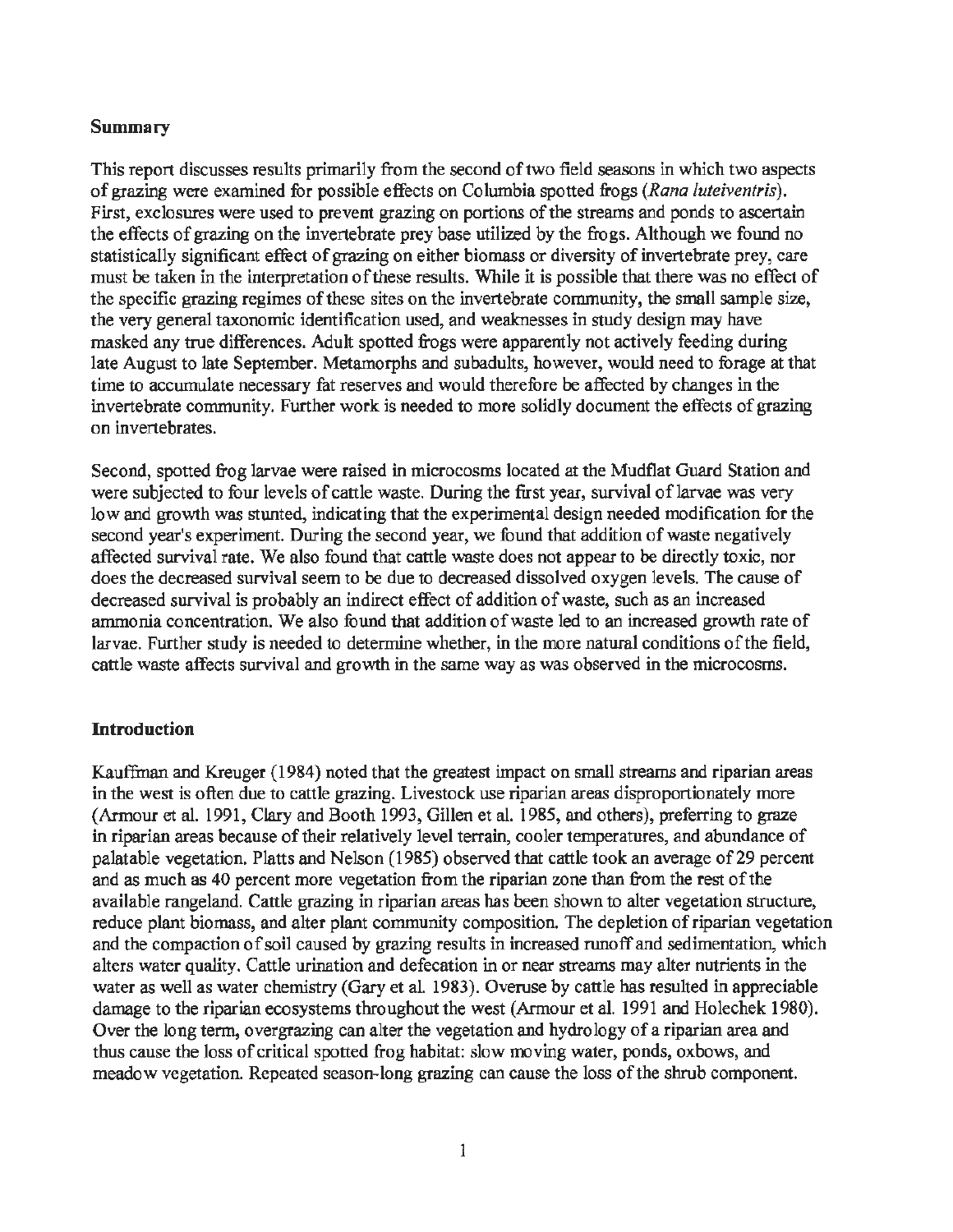## Summary

This report discusses results primarily from the second of two field seasons in which two aspects of grazing were examined for possible effects on Columbia spotted frogs (*Rana luteiventris*). First, exclosures were used to prevent grazing on portions of the streams and ponds to ascertain the effects of grazing on the invertebrate prey base utilized by the frogs. Although we found no statistically significant effect of grazing on either biomass or diversity of invertebrate prey, care must be taken in the interpretation of these results. While it is possible that there was no effect of the specific grazing regimes of these sites on the invertebrate community, the small sample size, the very general taxonomic identification used, and weaknesses in study design may have masked any true differences. Adult spotted frogs were apparently not actively feeding during late August to late September. Metamorphs and subadults, however, would need to forage at that time to accumulate necessary fat reserves and would therefore be affected by changes in the invertebrate community. Further work is needed to more solidly document the effects of grazing on invertebrates.

Second, spotted frog larvae were raised in microcosms located at the Mudflat Guard Station and were subjected to four levels of cattle waste. During the first year, survival of larvae was very low and growth was stunted, indicating that the experimental design needed modification for the second year's experiment. During the second year, we found that addition of waste negatively affected survival rate. We also found that cattle waste does not appear to be directly toxic, nor does the decreased survival seem to be due to decreased dissolved oxygen levels. The cause of decreased survival is probably an indirect effect of addition of waste, such as an increased ammonia concentration. We also found that addition of waste led to an increased growth rate of larvae. Further study is needed to determine whether, in the more natural conditions of the field, cattle waste affects survival and growth in the same way as was observed in the microcosms.

## Introduction

Kauffman and Kreuger (1984) noted that the greatest impact on small streams and riparian areas in the west is often due to cattle grazing. Livestock use riparian areas disproportionately more (Armour et al. 1991, Clary and Booth 1993, Gillen et al. 1985, and others), preferring to graze in riparian areas because of their relatively level terrain, cooler temperatures, and abundance of palatable vegetation. Platts and Nelson (1985) observed that cattle took an average of 29 percent and as much as 40 percent more vegetation from the riparian zone than from the rest of the available rangeland. Cattle grazing in riparian areas has been shown to alter vegetation structure, reduce plant biomass, and alter plant community composition. The depletion of riparian vegetation and the compaction of soil caused by grazing results in increased runoff and sedimentation, which alters water quality. Cattle urination and defecation in or near streams may alter nutrients in the water as well as water chemistry (Gary et al. 1983). Overuse by cattle has resulted in appreciable damage to the riparian ecosystems throughout the west (Armour et al. 1991 and Holechek 1980). Over the long term, overgrazing can alter the vegetation and hydrology of a riparian area and thus cause the loss of critical spotted frog habitat: slow moving water, ponds, oxbows, and meadow vegetation. Repeated season-long grazing can cause the loss of the shrub component.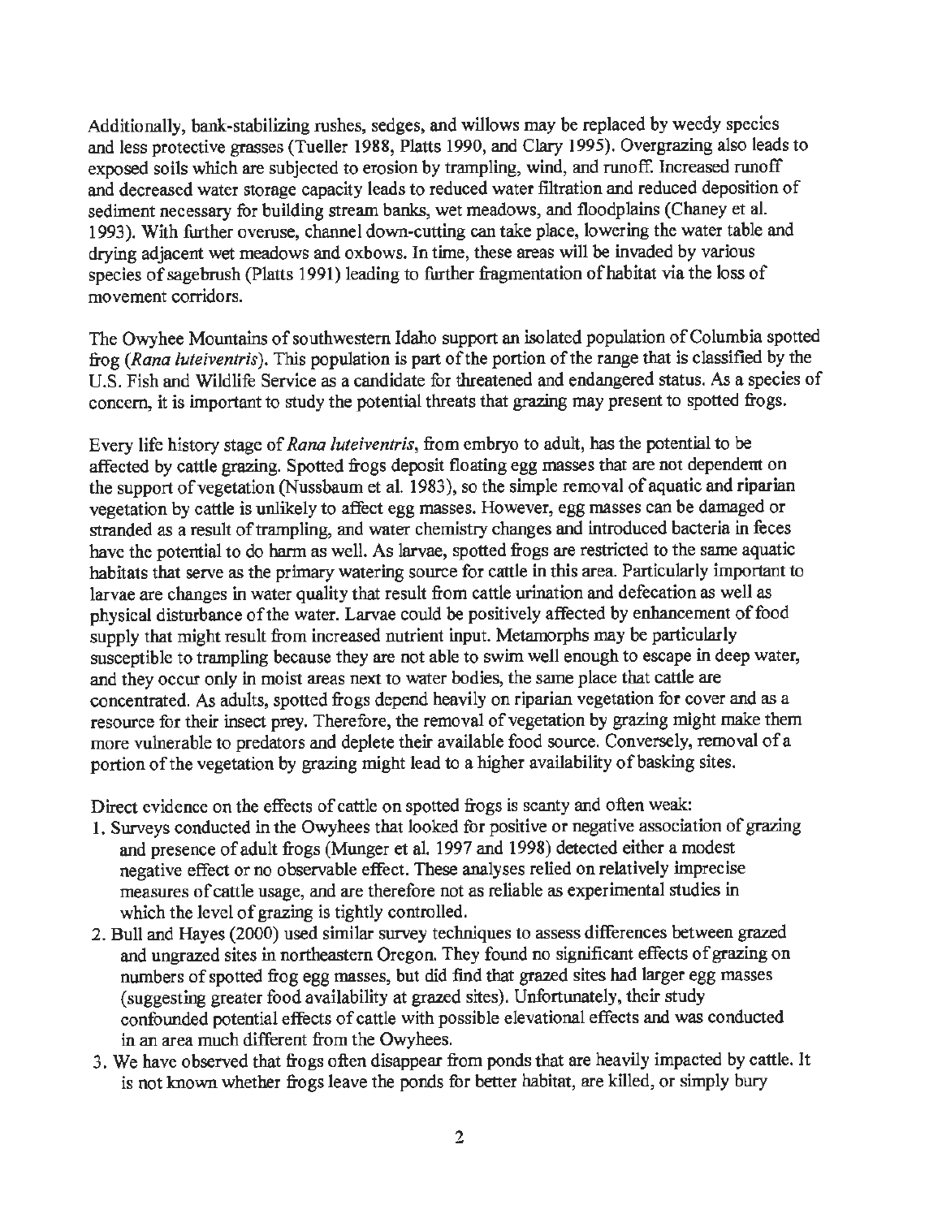Additionally, bank-stabilizing rushes, sedges, and willows may be replaced by weedy species and less protective grasses (Tueller 1988, Platts 1990, and Clary 1995). Overgrazing also leads to exposed soils which are subjected to erosion by trampling, wind, and runoff. Increased runoff and decreased water storage capacity leads to reduced water filtration and reduced deposition of sediment necessary for building stream banks, wet meadows, and floodplains (Chaney et al. 1993). With further overuse, channel down-cutting can take place, lowering the water table and drying adjacent wet meadows and oxbows. In time, these areas will be invaded by various species of sagebrush (Platts 1991) leading to further fragmentation of habitat via the loss of movement corridors.

The Owyhee Mountains of southwestern Idaho support an isolated population of Columbia spotted frog (*Rana luteiventris*). This population is part of the portion of the range that is classified by the U.S. Fish and Wildlife Service as a candidate for threatened and endangered status. As a species of concern, it is important to study the potential threats that grazing may present to spotted frogs.

Every life history stage of *Rana luteiventris*, from embryo to adult, has the potential to be affected by cattle grazing. Spotted frogs deposit floating egg masses that are not dependent on the support of vegetation (Nussbaum et al. 1983), so the simple removal of aquatic and riparian vegetation by cattle is unlikely to affect egg masses. However, egg masses can be damaged or stranded as a result of trampling, and water chemistry changes and introduced bacteria in feces have the potential to do harm as well. As larvae, spotted frogs are restricted to the same aquatic habitats that serve as the primary watering source for cattle in this area. Particularly important to larvae are changes in water quality that result from cattle urination and defecation as well as physical disturbance of the water. Larvae could be positively affected by enhancement of food supply that might result from increased nutrient input. Metamorphs may be particularly susceptible to trampling because they are not able to swim well enough to escape in deep water, and they occur only in moist areas next to water bodies, the same place that cattle are concentrated. As adults, spotted frogs depend heavily on riparian vegetation for cover and as a resource for their insect prey. Therefore, the removal of vegetation by grazing might make them more vulnerable to predators and deplete their available food source. Conversely, removal of a portion of the vegetation by grazing might lead to a higher availability of basking sites.

Direct evidence on the effects of cattle on spotted frogs is scanty and often weak:

1. Surveys conducted in the Owyhees that looked for positive or negative association of grazing and presence of adult frogs (Munger et al. 1997 and 1998) detected either a modest negative effect or no observable effect. These analyses relied on relatively imprecise measures of cattle usage, and are therefore not as reliable as experimental studies in which the level of grazing is tightly controlled.
2. Bull and Hayes (2000) used similar survey techniques to assess differences between grazed and ungrazed sites in northeastern Oregon. They found no significant effects of grazing on numbers of spotted frog egg masses, but did find that grazed sites had larger egg masses (suggesting greater food availability at grazed sites). Unfortunately, their study confounded potential effects of cattle with possible elevational effects and was conducted in an area much different from the Owyhees.
3. We have observed that frogs often disappear from ponds that are heavily impacted by cattle. It is not known whether frogs leave the ponds for better habitat, are killed, or simply bury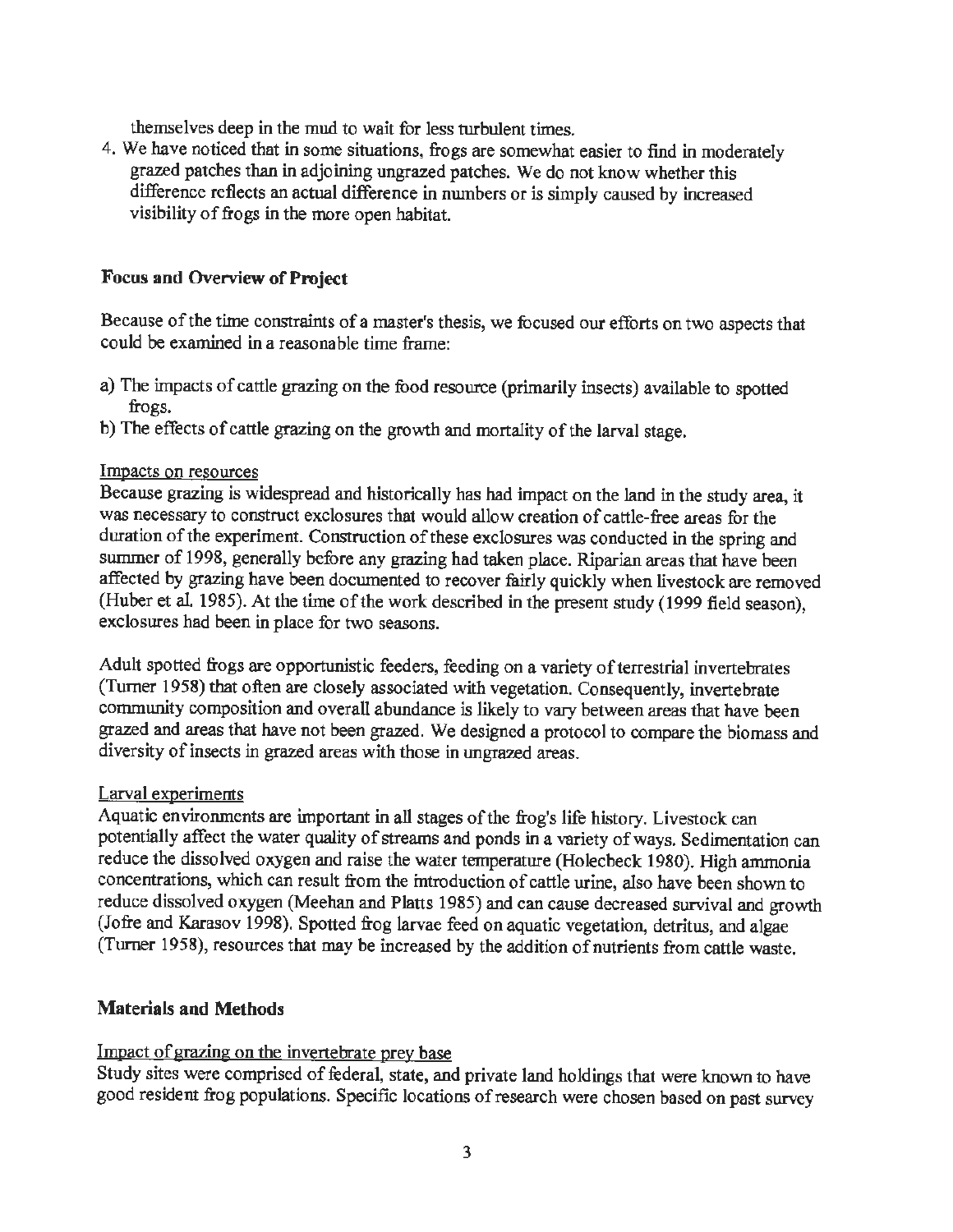themselves deep in the mud to wait for less turbulent times.

4. We have noticed that in some situations, frogs are somewhat easier to find in moderately grazed patches than in adjoining ungrazed patches. We do not know whether this difference reflects an actual difference in numbers or is simply caused by increased visibility of frogs in the more open habitat.

## Focus and Overview of Project

Because of the time constraints of a master's thesis, we focused our efforts on two aspects that could be examined in a reasonable time frame:

a) The impacts of cattle grazing on the food resource (primarily insects) available to spotted frogs.
b) The effects of cattle grazing on the growth and mortality of the larval stage.

### Impacts on resources

Because grazing is widespread and historically has had impact on the land in the study area, it was necessary to construct exclosures that would allow creation of cattle-free areas for the duration of the experiment. Construction of these exclosures was conducted in the spring and summer of 1998, generally before any grazing had taken place. Riparian areas that have been affected by grazing have been documented to recover fairly quickly when livestock are removed (Huber et al. 1985). At the time of the work described in the present study (1999 field season), exclosures had been in place for two seasons.

Adult spotted frogs are opportunistic feeders, feeding on a variety of terrestrial invertebrates (Turner 1958) that often are closely associated with vegetation. Consequently, invertebrate community composition and overall abundance is likely to vary between areas that have been grazed and areas that have not been grazed. We designed a protocol to compare the biomass and diversity of insects in grazed areas with those in ungrazed areas.

### Larval experiments

Aquatic environments are important in all stages of the frog's life history. Livestock can potentially affect the water quality of streams and ponds in a variety of ways. Sedimentation can reduce the dissolved oxygen and raise the water temperature (Holechbeck 1980). High ammonia concentrations, which can result from the introduction of cattle urine, also have been shown to reduce dissolved oxygen (Meehan and Platts 1985) and can cause decreased survival and growth (Jofre and Karasov 1998). Spotted frog larvae feed on aquatic vegetation, detritus, and algae (Turner 1958), resources that may be increased by the addition of nutrients from cattle waste.

## Materials and Methods

### Impact of grazing on the invertebrate prey base

Study sites were comprised of federal, state, and private land holdings that were known to have good resident frog populations. Specific locations of research were chosen based on past survey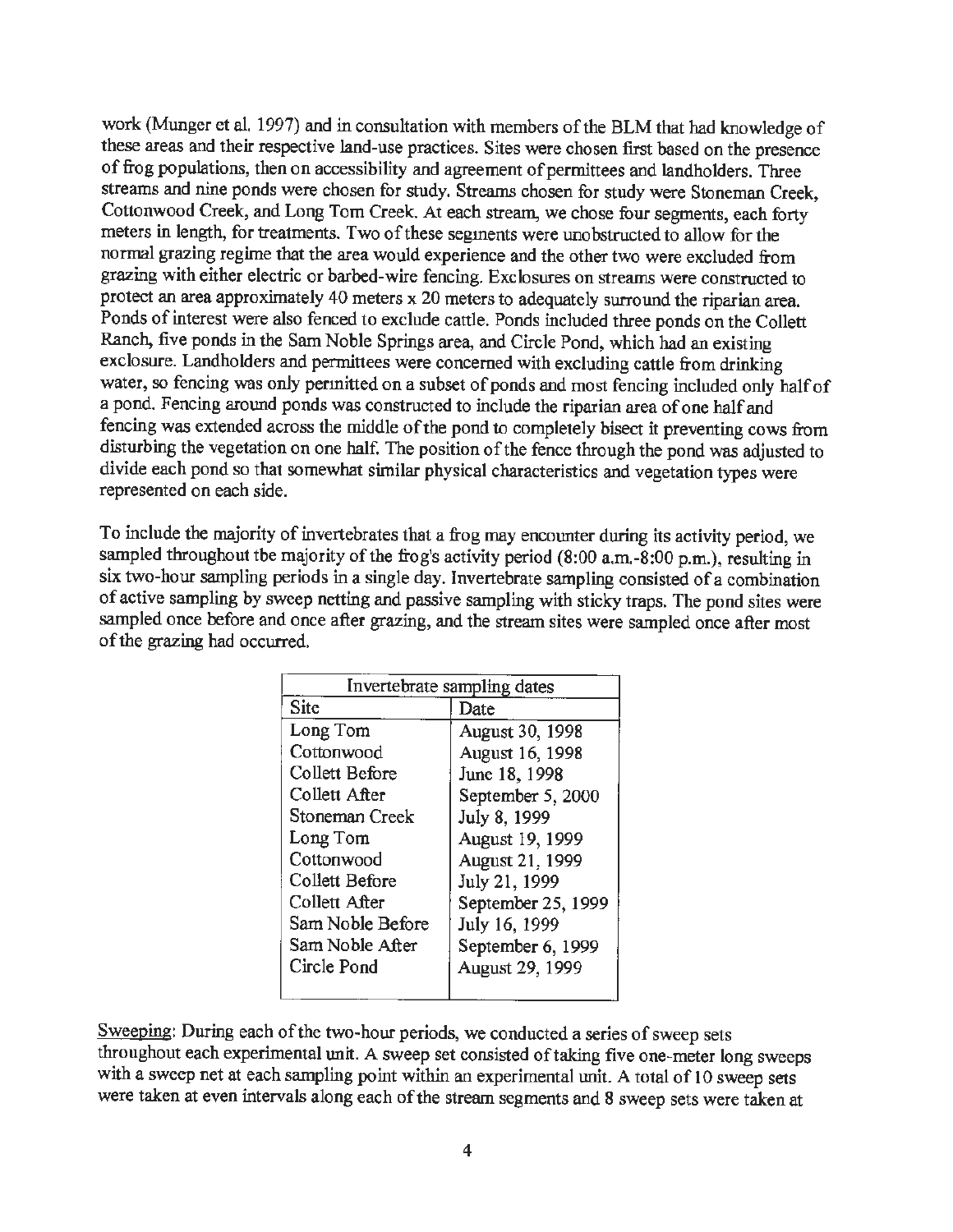work (Munger et al. 1997) and in consultation with members of the BLM that had knowledge of these areas and their respective land-use practices. Sites were chosen first based on the presence of frog populations, then on accessibility and agreement of permittees and landholders. Three streams and nine ponds were chosen for study. Streams chosen for study were Stoneman Creek, Cottonwood Creek, and Long Tom Creek. At each stream, we chose four segments, each forty meters in length, for treatments. Two of these segments were unobstructed to allow for the normal grazing regime that the area would experience and the other two were excluded from grazing with either electric or barbed-wire fencing. Exclosures on streams were constructed to protect an area approximately 40 meters x 20 meters to adequately surround the riparian area. Ponds of interest were also fenced to exclude cattle. Ponds included three ponds on the Collett Ranch, five ponds in the Sam Noble Springs area, and Circle Pond, which had an existing exclosure. Landholders and permittees were concerned with excluding cattle from drinking water, so fencing was only permitted on a subset of ponds and most fencing included only half of a pond. Fencing around ponds was constructed to include the riparian area of one half and fencing was extended across the middle of the pond to completely bisect it preventing cows from disturbing the vegetation on one half. The position of the fence through the pond was adjusted to divide each pond so that somewhat similar physical characteristics and vegetation types were represented on each side.

To include the majority of invertebrates that a frog may encounter during its activity period, we sampled throughout the majority of the frog's activity period (8:00 a.m.-8:00 p.m.), resulting in six two-hour sampling periods in a single day. Invertebrate sampling consisted of a combination of active sampling by sweep netting and passive sampling with sticky traps. The pond sites were sampled once before and once after grazing, and the stream sites were sampled once after most of the grazing had occurred.

| Invertebrate sampling dates | |
|---|---|
| Site | Date |
| Long Tom | August 30, 1998 |
| Cottonwood | August 16, 1998 |
| Collett Before | June 18, 1998 |
| Collett After | September 5, 2000 |
| Stoneman Creek | July 8, 1999 |
| Long Tom | August 19, 1999 |
| Cottonwood | August 21, 1999 |
| Collett Before | July 21, 1999 |
| Collett After | September 25, 1999 |
| Sam Noble Before | July 16, 1999 |
| Sam Noble After | September 6, 1999 |
| Circle Pond | August 29, 1999 |

Sweeping: During each of the two-hour periods, we conducted a series of sweep sets throughout each experimental unit. A sweep set consisted of taking five one-meter long sweeps with a sweep net at each sampling point within an experimental unit. A total of 10 sweep sets were taken at even intervals along each of the stream segments and 8 sweep sets were taken at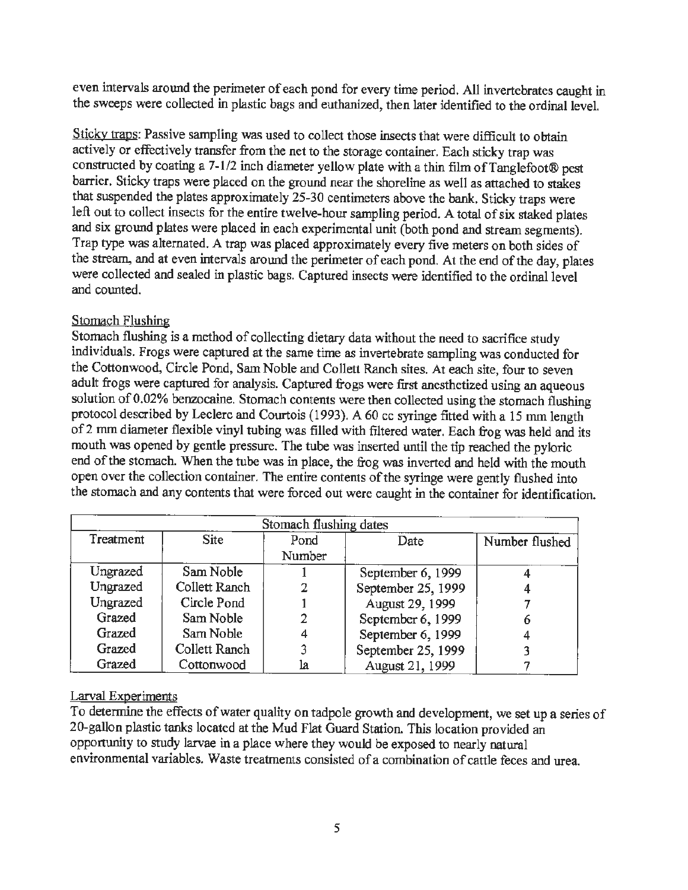even intervals around the perimeter of each pond for every time period. All invertebrates caught in the sweeps were collected in plastic bags and euthanized, then later identified to the ordinal level.

Sticky traps: Passive sampling was used to collect those insects that were difficult to obtain actively or effectively transfer from the net to the storage container. Each sticky trap was constructed by coating a 7-1/2 inch diameter yellow plate with a thin film of Tanglefoot® pest barrier. Sticky traps were placed on the ground near the shoreline as well as attached to stakes that suspended the plates approximately 25-30 centimeters above the bank. Sticky traps were left out to collect insects for the entire twelve-hour sampling period. A total of six staked plates and six ground plates were placed in each experimental unit (both pond and stream segments). Trap type was alternated. A trap was placed approximately every five meters on both sides of the stream, and at even intervals around the perimeter of each pond. At the end of the day, plates were collected and sealed in plastic bags. Captured insects were identified to the ordinal level and counted.

Stomach Flushing

Stomach flushing is a method of collecting dietary data without the need to sacrifice study individuals. Frogs were captured at the same time as invertebrate sampling was conducted for the Cottonwood, Circle Pond, Sam Noble and Collett Ranch sites. At each site, four to seven adult frogs were captured for analysis. Captured frogs were first anesthetized using an aqueous solution of 0.02% benzocaine. Stomach contents were then collected using the stomach flushing protocol described by Leclerc and Courtois (1993). A 60 cc syringe fitted with a 15 mm length of 2 mm diameter flexible vinyl tubing was filled with filtered water. Each frog was held and its mouth was opened by gentle pressure. The tube was inserted until the tip reached the pyloric end of the stomach. When the tube was in place, the frog was inverted and held with the mouth open over the collection container. The entire contents of the syringe were gently flushed into the stomach and any contents that were forced out were caught in the container for identification.

| Stomach flushing dates | | | | |
|---|---|---|---|---|
| Treatment | Site | Pond Number | Date | Number flushed |
| Ungrazed | Sam Noble | 1 | September 6, 1999 | 4 |
| Ungrazed | Collett Ranch | 2 | September 25, 1999 | 4 |
| Ungrazed | Circle Pond | 1 | August 29, 1999 | 7 |
| Grazed | Sam Noble | 2 | September 6, 1999 | 6 |
| Grazed | Sam Noble | 4 | September 6, 1999 | 4 |
| Grazed | Collett Ranch | 3 | September 25, 1999 | 3 |
| Grazed | Cottonwood | 1a | August 21, 1999 | 7 |

Larval Experiments

To determine the effects of water quality on tadpole growth and development, we set up a series of 20-gallon plastic tanks located at the Mud Flat Guard Station. This location provided an opportunity to study larvae in a place where they would be exposed to nearly natural environmental variables. Waste treatments consisted of a combination of cattle feces and urea.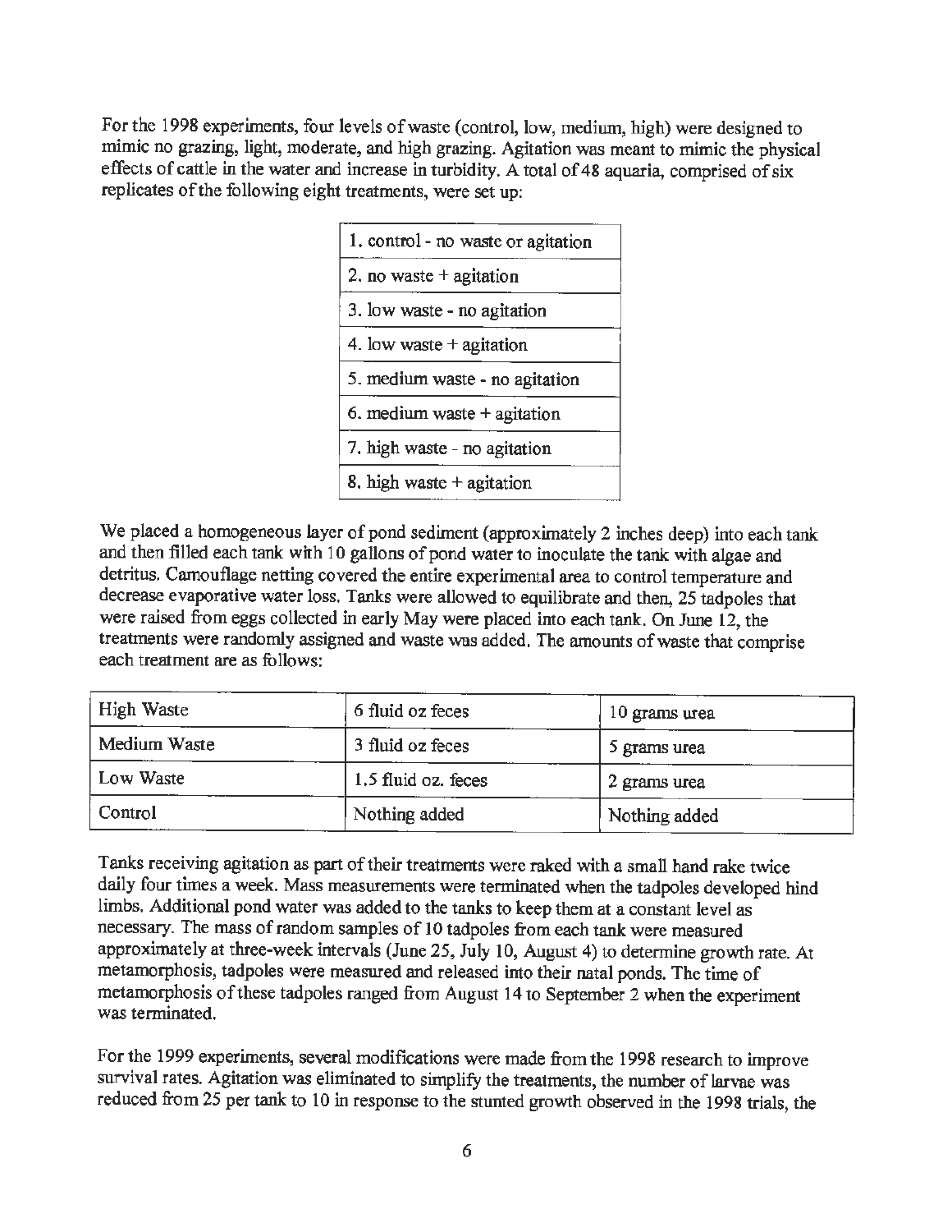For the 1998 experiments, four levels of waste (control, low, medium, high) were designed to mimic no grazing, light, moderate, and high grazing. Agitation was meant to mimic the physical effects of cattle in the water and increase in turbidity. A total of 48 aquaria, comprised of six replicates of the following eight treatments, were set up:

| |
|---|
| 1. control - no waste or agitation |
| 2. no waste + agitation |
| 3. low waste - no agitation |
| 4. low waste + agitation |
| 5. medium waste - no agitation |
| 6. medium waste + agitation |
| 7. high waste - no agitation |
| 8. high waste + agitation |

We placed a homogeneous layer of pond sediment (approximately 2 inches deep) into each tank and then filled each tank with 10 gallons of pond water to inoculate the tank with algae and detritus. Camouflage netting covered the entire experimental area to control temperature and decrease evaporative water loss. Tanks were allowed to equilibrate and then, 25 tadpoles that were raised from eggs collected in early May were placed into each tank. On June 12, the treatments were randomly assigned and waste was added. The amounts of waste that comprise each treatment are as follows:

| | | |
|---|---|---|
| High Waste | 6 fluid oz feces | 10 grams urea |
| Medium Waste | 3 fluid oz feces | 5 grams urea |
| Low Waste | 1.5 fluid oz. feces | 2 grams urea |
| Control | Nothing added | Nothing added |

Tanks receiving agitation as part of their treatments were raked with a small hand rake twice daily four times a week. Mass measurements were terminated when the tadpoles developed hind limbs. Additional pond water was added to the tanks to keep them at a constant level as necessary. The mass of random samples of 10 tadpoles from each tank were measured approximately at three-week intervals (June 25, July 10, August 4) to determine growth rate. At metamorphosis, tadpoles were measured and released into their natal ponds. The time of metamorphosis of these tadpoles ranged from August 14 to September 2 when the experiment was terminated.

For the 1999 experiments, several modifications were made from the 1998 research to improve survival rates. Agitation was eliminated to simplify the treatments, the number of larvae was reduced from 25 per tank to 10 in response to the stunted growth observed in the 1998 trials, the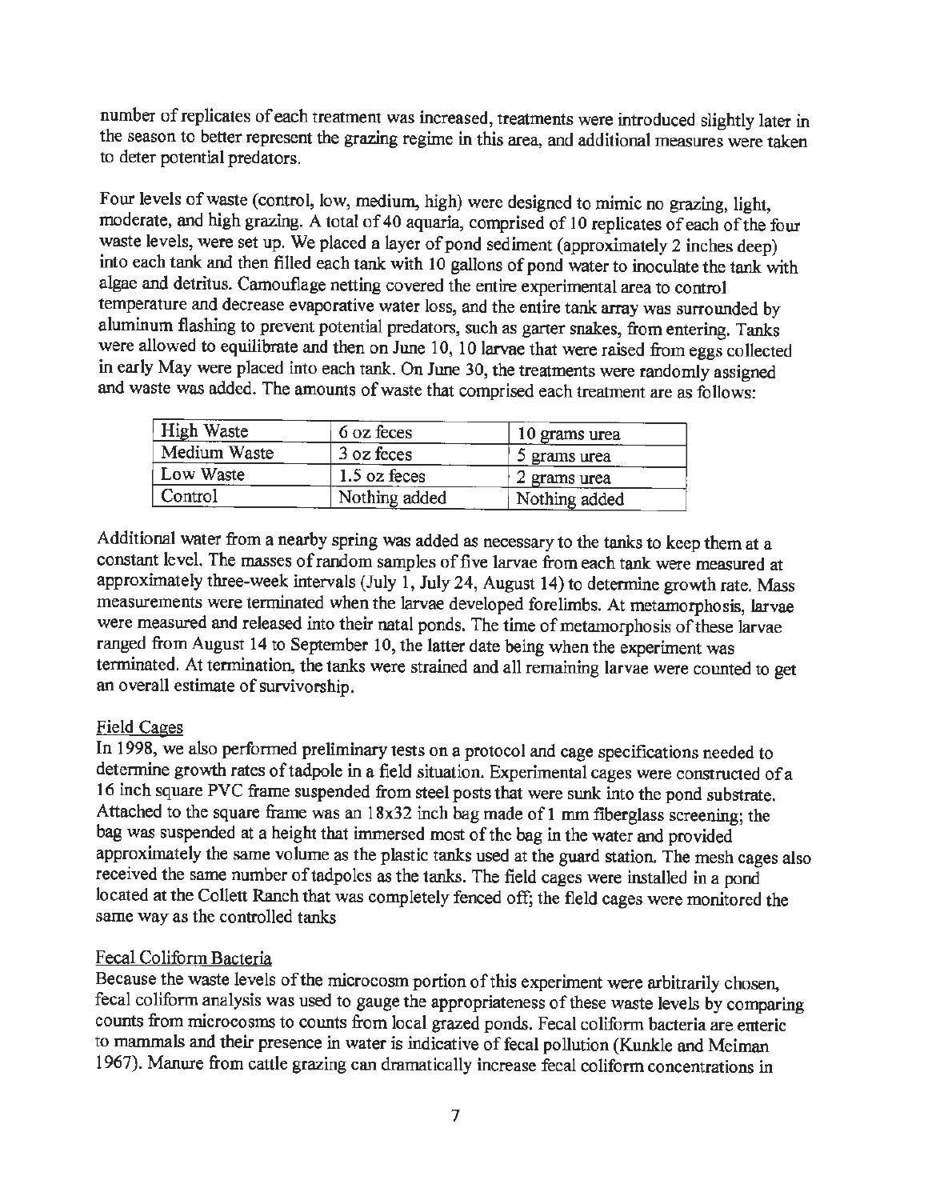number of replicates of each treatment was increased, treatments were introduced slightly later in the season to better represent the grazing regime in this area, and additional measures were taken to deter potential predators.

Four levels of waste (control, low, medium, high) were designed to mimic no grazing, light, moderate, and high grazing. A total of 40 aquaria, comprised of 10 replicates of each of the four waste levels, were set up. We placed a layer of pond sediment (approximately 2 inches deep) into each tank and then filled each tank with 10 gallons of pond water to inoculate the tank with algae and detritus. Camouflage netting covered the entire experimental area to control temperature and decrease evaporative water loss, and the entire tank array was surrounded by aluminum flashing to prevent potential predators, such as garter snakes, from entering. Tanks were allowed to equilibrate and then on June 10, 10 larvae that were raised from eggs collected in early May were placed into each tank. On June 30, the treatments were randomly assigned and waste was added. The amounts of waste that comprised each treatment are as follows:

| | | |
|---|---|---|
| High Waste | 6 oz feces | 10 grams urea |
| Medium Waste | 3 oz feces | 5 grams urea |
| Low Waste | 1.5 oz feces | 2 grams urea |
| Control | Nothing added | Nothing added |

Additional water from a nearby spring was added as necessary to the tanks to keep them at a constant level. The masses of random samples of five larvae from each tank were measured at approximately three-week intervals (July 1, July 24, August 14) to determine growth rate. Mass measurements were terminated when the larvae developed forelimbs. At metamorphosis, larvae were measured and released into their natal ponds. The time of metamorphosis of these larvae ranged from August 14 to September 10, the latter date being when the experiment was terminated. At termination, the tanks were strained and all remaining larvae were counted to get an overall estimate of survivorship.

## Field Cages

In 1998, we also performed preliminary tests on a protocol and cage specifications needed to determine growth rates of tadpole in a field situation. Experimental cages were constructed of a 16 inch square PVC frame suspended from steel posts that were sunk into the pond substrate. Attached to the square frame was an 18x32 inch bag made of 1 mm fiberglass screening; the bag was suspended at a height that immersed most of the bag in the water and provided approximately the same volume as the plastic tanks used at the guard station. The mesh cages also received the same number of tadpoles as the tanks. The field cages were installed in a pond located at the Collett Ranch that was completely fenced off; the field cages were monitored the same way as the controlled tanks

## Fecal Coliform Bacteria

Because the waste levels of the microcosm portion of this experiment were arbitrarily chosen, fecal coliform analysis was used to gauge the appropriateness of these waste levels by comparing counts from microcosms to counts from local grazed ponds. Fecal coliform bacteria are enteric to mammals and their presence in water is indicative of fecal pollution (Kunkle and Meiman 1967). Manure from cattle grazing can dramatically increase fecal coliform concentrations in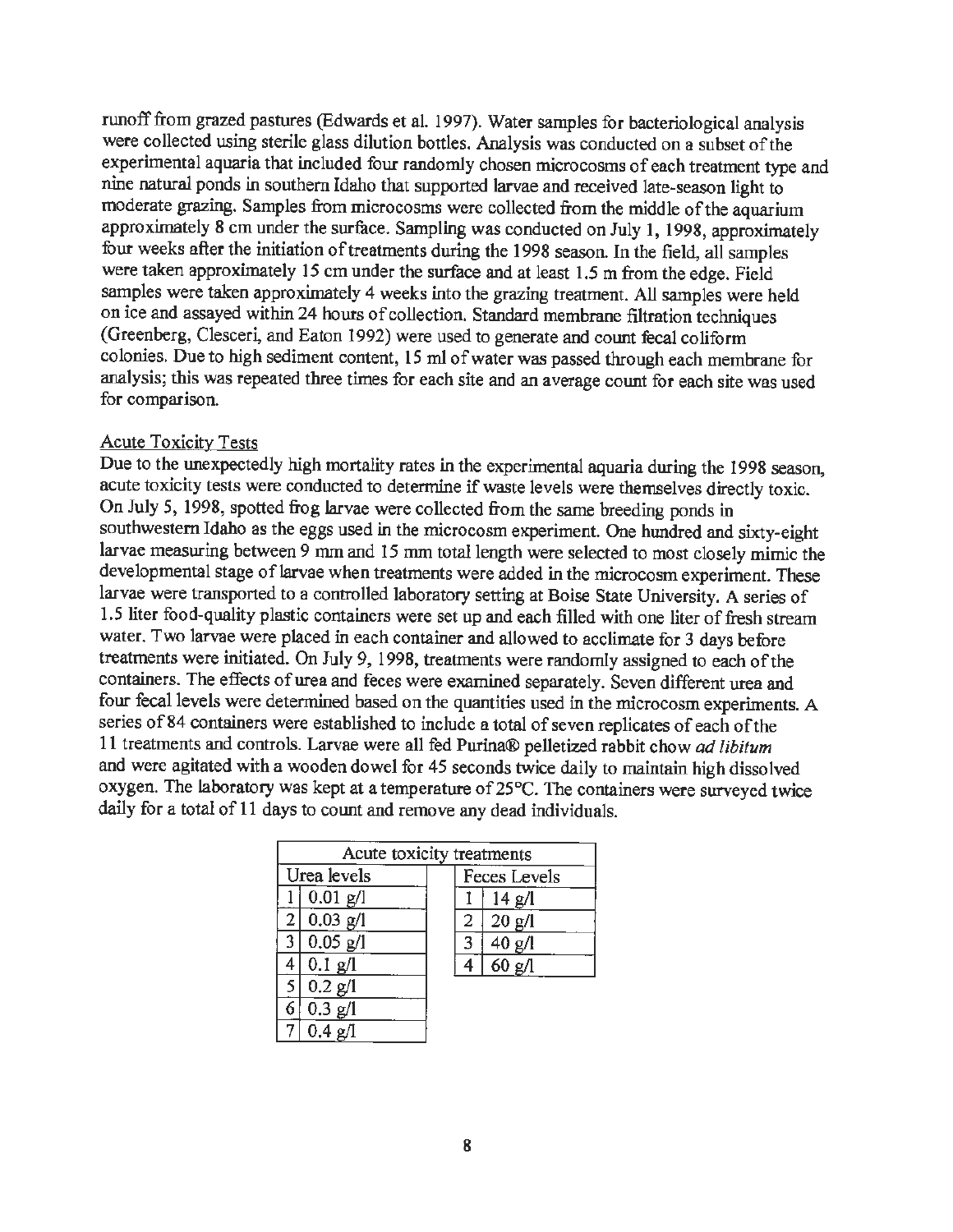runoff from grazed pastures (Edwards et al. 1997). Water samples for bacteriological analysis were collected using sterile glass dilution bottles. Analysis was conducted on a subset of the experimental aquaria that included four randomly chosen microcosms of each treatment type and nine natural ponds in southern Idaho that supported larvae and received late-season light to moderate grazing. Samples from microcosms were collected from the middle of the aquarium approximately 8 cm under the surface. Sampling was conducted on July 1, 1998, approximately four weeks after the initiation of treatments during the 1998 season. In the field, all samples were taken approximately 15 cm under the surface and at least 1.5 m from the edge. Field samples were taken approximately 4 weeks into the grazing treatment. All samples were held on ice and assayed within 24 hours of collection. Standard membrane filtration techniques (Greenberg, Clesceri, and Eaton 1992) were used to generate and count fecal coliform colonies. Due to high sediment content, 15 ml of water was passed through each membrane for analysis; this was repeated three times for each site and an average count for each site was used for comparison.

Acute Toxicity Tests

Due to the unexpectedly high mortality rates in the experimental aquaria during the 1998 season, acute toxicity tests were conducted to determine if waste levels were themselves directly toxic. On July 5, 1998, spotted frog larvae were collected from the same breeding ponds in southwestern Idaho as the eggs used in the microcosm experiment. One hundred and sixty-eight larvae measuring between 9 mm and 15 mm total length were selected to most closely mimic the developmental stage of larvae when treatments were added in the microcosm experiment. These larvae were transported to a controlled laboratory setting at Boise State University. A series of 1.5 liter food-quality plastic containers were set up and each filled with one liter of fresh stream water. Two larvae were placed in each container and allowed to acclimate for 3 days before treatments were initiated. On July 9, 1998, treatments were randomly assigned to each of the containers. The effects of urea and feces were examined separately. Seven different urea and four fecal levels were determined based on the quantities used in the microcosm experiments. A series of 84 containers were established to include a total of seven replicates of each of the 11 treatments and controls. Larvae were all fed Purina® pelletized rabbit chow *ad libitum* and were agitated with a wooden dowel for 45 seconds twice daily to maintain high dissolved oxygen. The laboratory was kept at a temperature of 25°C. The containers were surveyed twice daily for a total of 11 days to count and remove any dead individuals.

| Acute toxicity treatments | | | | |
|---|---|---|---|---|
| Urea levels | | | Feces Levels | |
| 1 | 0.01 g/l | | 1 | 14 g/l |
| 2 | 0.03 g/l | | 2 | 20 g/l |
| 3 | 0.05 g/l | | 3 | 40 g/l |
| 4 | 0.1 g/l | | 4 | 60 g/l |
| 5 | 0.2 g/l | | | |
| 6 | 0.3 g/l | | | |
| 7 | 0.4 g/l | | | |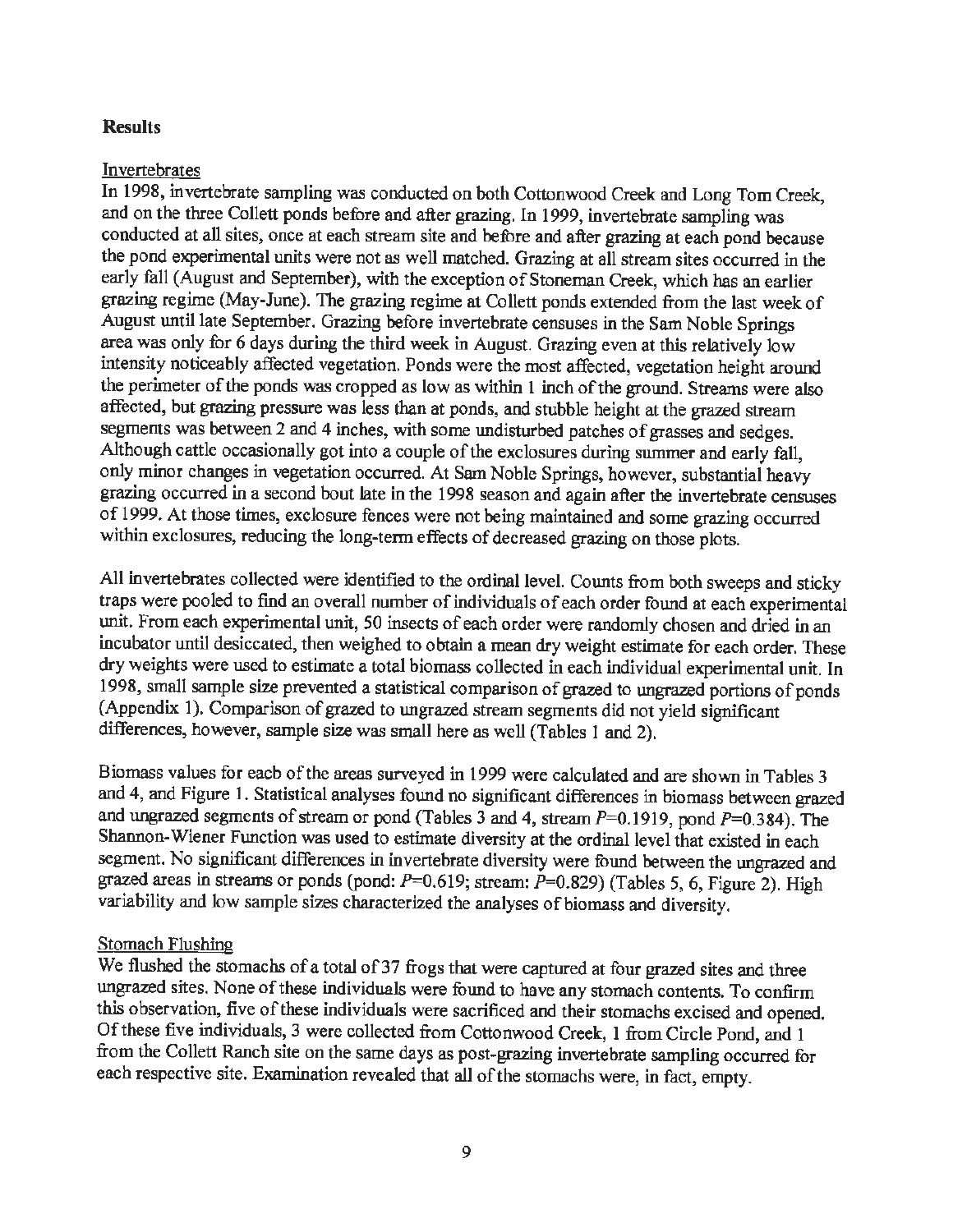## Results

### Invertebrates

In 1998, invertebrate sampling was conducted on both Cottonwood Creek and Long Tom Creek, and on the three Collett ponds before and after grazing. In 1999, invertebrate sampling was conducted at all sites, once at each stream site and before and after grazing at each pond because the pond experimental units were not as well matched. Grazing at all stream sites occurred in the early fall (August and September), with the exception of Stoneman Creek, which has an earlier grazing regime (May-June). The grazing regime at Collett ponds extended from the last week of August until late September. Grazing before invertebrate censuses in the Sam Noble Springs area was only for 6 days during the third week in August. Grazing even at this relatively low intensity noticeably affected vegetation. Ponds were the most affected, vegetation height around the perimeter of the ponds was cropped as low as within 1 inch of the ground. Streams were also affected, but grazing pressure was less than at ponds, and stubble height at the grazed stream segments was between 2 and 4 inches, with some undisturbed patches of grasses and sedges. Although cattle occasionally got into a couple of the exclosures during summer and early fall, only minor changes in vegetation occurred. At Sam Noble Springs, however, substantial heavy grazing occurred in a second bout late in the 1998 season and again after the invertebrate censuses of 1999. At those times, exclosure fences were not being maintained and some grazing occurred within exclosures, reducing the long-term effects of decreased grazing on those plots.

All invertebrates collected were identified to the ordinal level. Counts from both sweeps and sticky traps were pooled to find an overall number of individuals of each order found at each experimental unit. From each experimental unit, 50 insects of each order were randomly chosen and dried in an incubator until desiccated, then weighed to obtain a mean dry weight estimate for each order. These dry weights were used to estimate a total biomass collected in each individual experimental unit. In 1998, small sample size prevented a statistical comparison of grazed to ungrazed portions of ponds (Appendix 1). Comparison of grazed to ungrazed stream segments did not yield significant differences, however, sample size was small here as well (Tables 1 and 2).

Biomass values for each of the areas surveyed in 1999 were calculated and are shown in Tables 3 and 4, and Figure 1. Statistical analyses found no significant differences in biomass between grazed and ungrazed segments of stream or pond (Tables 3 and 4, stream $P$=0.1919, pond $P$=0.384). The Shannon-Wiener Function was used to estimate diversity at the ordinal level that existed in each segment. No significant differences in invertebrate diversity were found between the ungrazed and grazed areas in streams or ponds (pond: $P$=0.619; stream: $P$=0.829) (Tables 5, 6, Figure 2). High variability and low sample sizes characterized the analyses of biomass and diversity.

### Stomach Flushing

We flushed the stomachs of a total of 37 frogs that were captured at four grazed sites and three ungrazed sites. None of these individuals were found to have any stomach contents. To confirm this observation, five of these individuals were sacrificed and their stomachs excised and opened. Of these five individuals, 3 were collected from Cottonwood Creek, 1 from Circle Pond, and 1 from the Collett Ranch site on the same days as post-grazing invertebrate sampling occurred for each respective site. Examination revealed that all of the stomachs were, in fact, empty.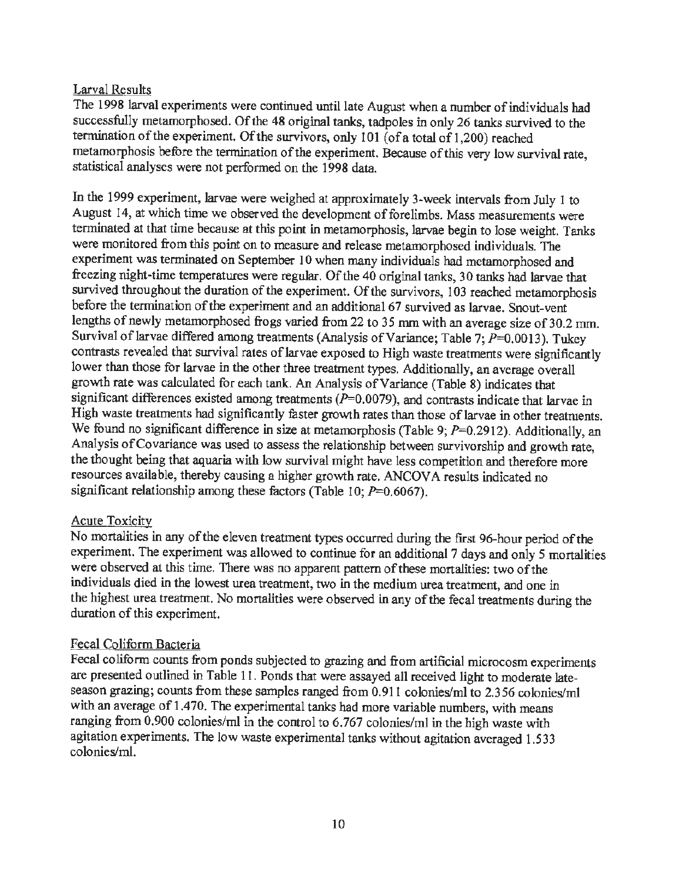## Larval Results

The 1998 larval experiments were continued until late August when a number of individuals had successfully metamorphosed. Of the 48 original tanks, tadpoles in only 26 tanks survived to the termination of the experiment. Of the survivors, only 101 (of a total of 1,200) reached metamorphosis before the termination of the experiment. Because of this very low survival rate, statistical analyses were not performed on the 1998 data.

In the 1999 experiment, larvae were weighed at approximately 3-week intervals from July 1 to August 14, at which time we observed the development of forelimbs. Mass measurements were terminated at that time because at this point in metamorphosis, larvae begin to lose weight. Tanks were monitored from this point on to measure and release metamorphosed individuals. The experiment was terminated on September 10 when many individuals had metamorphosed and freezing night-time temperatures were regular. Of the 40 original tanks, 30 tanks had larvae that survived throughout the duration of the experiment. Of the survivors, 103 reached metamorphosis before the termination of the experiment and an additional 67 survived as larvae. Snout-vent lengths of newly metamorphosed frogs varied from 22 to 35 mm with an average size of 30.2 mm. Survival of larvae differed among treatments (Analysis of Variance; Table 7; $P=0.0013$). Tukey contrasts revealed that survival rates of larvae exposed to High waste treatments were significantly lower than those for larvae in the other three treatment types. Additionally, an average overall growth rate was calculated for each tank. An Analysis of Variance (Table 8) indicates that significant differences existed among treatments ($P=0.0079$), and contrasts indicate that larvae in High waste treatments had significantly faster growth rates than those of larvae in other treatments. We found no significant difference in size at metamorphosis (Table 9; $P=0.2912$). Additionally, an Analysis of Covariance was used to assess the relationship between survivorship and growth rate, the thought being that aquaria with low survival might have less competition and therefore more resources available, thereby causing a higher growth rate. ANCOVA results indicated no significant relationship among these factors (Table 10; $P=0.6067$).

## Acute Toxicity

No mortalities in any of the eleven treatment types occurred during the first 96-hour period of the experiment. The experiment was allowed to continue for an additional 7 days and only 5 mortalities were observed at this time. There was no apparent pattern of these mortalities: two of the individuals died in the lowest urea treatment, two in the medium urea treatment, and one in the highest urea treatment. No mortalities were observed in any of the fecal treatments during the duration of this experiment.

## Fecal Coliform Bacteria

Fecal coliform counts from ponds subjected to grazing and from artificial microcosm experiments are presented outlined in Table 11. Ponds that were assayed all received light to moderate late-season grazing; counts from these samples ranged from 0.911 colonies/ml to 2.356 colonies/ml with an average of 1.470. The experimental tanks had more variable numbers, with means ranging from 0.900 colonies/ml in the control to 6.767 colonies/ml in the high waste with agitation experiments. The low waste experimental tanks without agitation averaged 1.533 colonies/ml.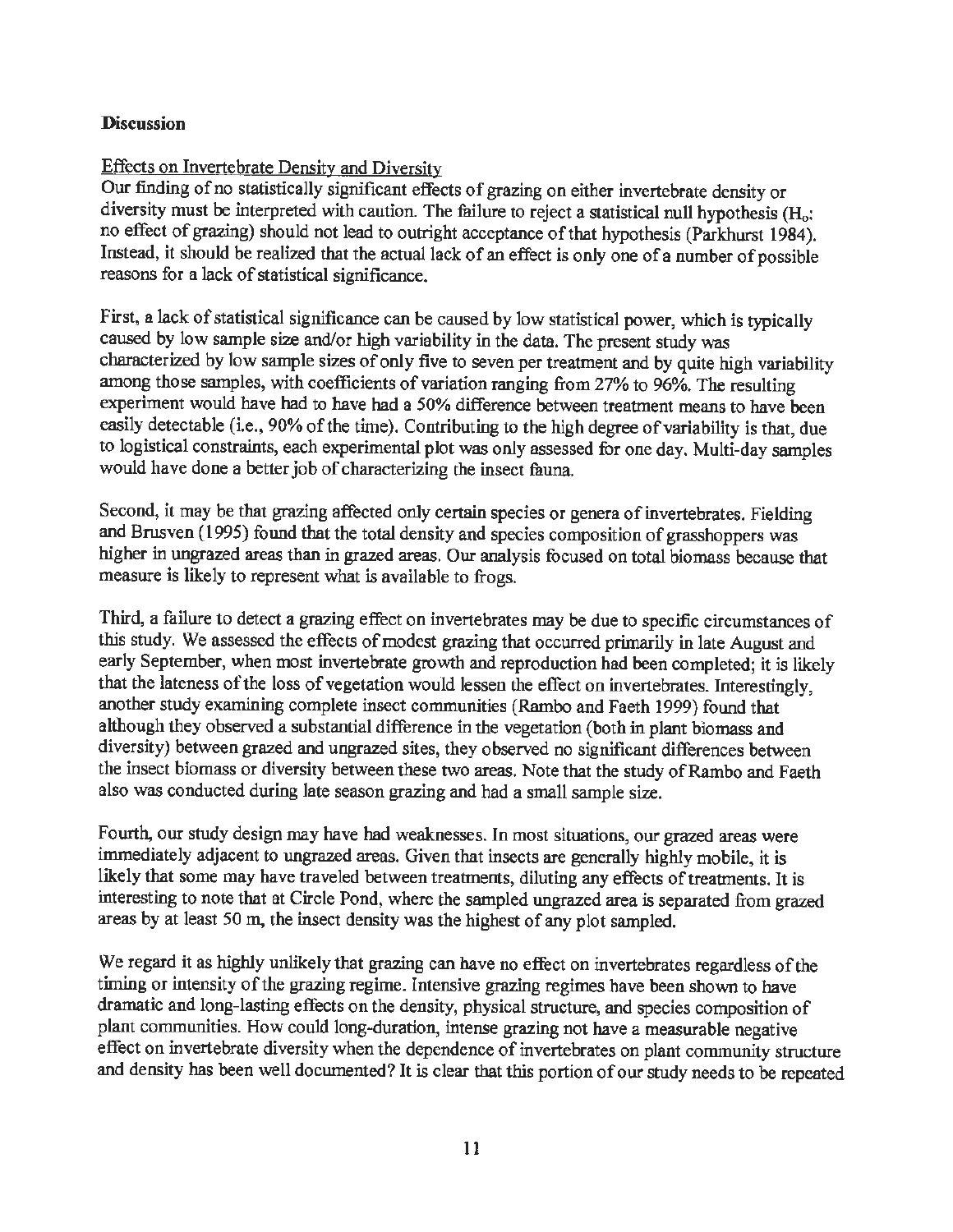## Discussion

### Effects on Invertebrate Density and Diversity

Our finding of no statistically significant effects of grazing on either invertebrate density or diversity must be interpreted with caution. The failure to reject a statistical null hypothesis ($H_o$: no effect of grazing) should not lead to outright acceptance of that hypothesis (Parkhurst 1984). Instead, it should be realized that the actual lack of an effect is only one of a number of possible reasons for a lack of statistical significance.

First, a lack of statistical significance can be caused by low statistical power, which is typically caused by low sample size and/or high variability in the data. The present study was characterized by low sample sizes of only five to seven per treatment and by quite high variability among those samples, with coefficients of variation ranging from 27% to 96%. The resulting experiment would have had to have had a 50% difference between treatment means to have been easily detectable (i.e., 90% of the time). Contributing to the high degree of variability is that, due to logistical constraints, each experimental plot was only assessed for one day. Multi-day samples would have done a better job of characterizing the insect fauna.

Second, it may be that grazing affected only certain species or genera of invertebrates. Fielding and Brusven (1995) found that the total density and species composition of grasshoppers was higher in ungrazed areas than in grazed areas. Our analysis focused on total biomass because that measure is likely to represent what is available to frogs.

Third, a failure to detect a grazing effect on invertebrates may be due to specific circumstances of this study. We assessed the effects of modest grazing that occurred primarily in late August and early September, when most invertebrate growth and reproduction had been completed; it is likely that the lateness of the loss of vegetation would lessen the effect on invertebrates. Interestingly, another study examining complete insect communities (Rambo and Faeth 1999) found that although they observed a substantial difference in the vegetation (both in plant biomass and diversity) between grazed and ungrazed sites, they observed no significant differences between the insect biomass or diversity between these two areas. Note that the study of Rambo and Faeth also was conducted during late season grazing and had a small sample size.

Fourth, our study design may have had weaknesses. In most situations, our grazed areas were immediately adjacent to ungrazed areas. Given that insects are generally highly mobile, it is likely that some may have traveled between treatments, diluting any effects of treatments. It is interesting to note that at Circle Pond, where the sampled ungrazed area is separated from grazed areas by at least 50 m, the insect density was the highest of any plot sampled.

We regard it as highly unlikely that grazing can have no effect on invertebrates regardless of the timing or intensity of the grazing regime. Intensive grazing regimes have been shown to have dramatic and long-lasting effects on the density, physical structure, and species composition of plant communities. How could long-duration, intense grazing not have a measurable negative effect on invertebrate diversity when the dependence of invertebrates on plant community structure and density has been well documented? It is clear that this portion of our study needs to be repeated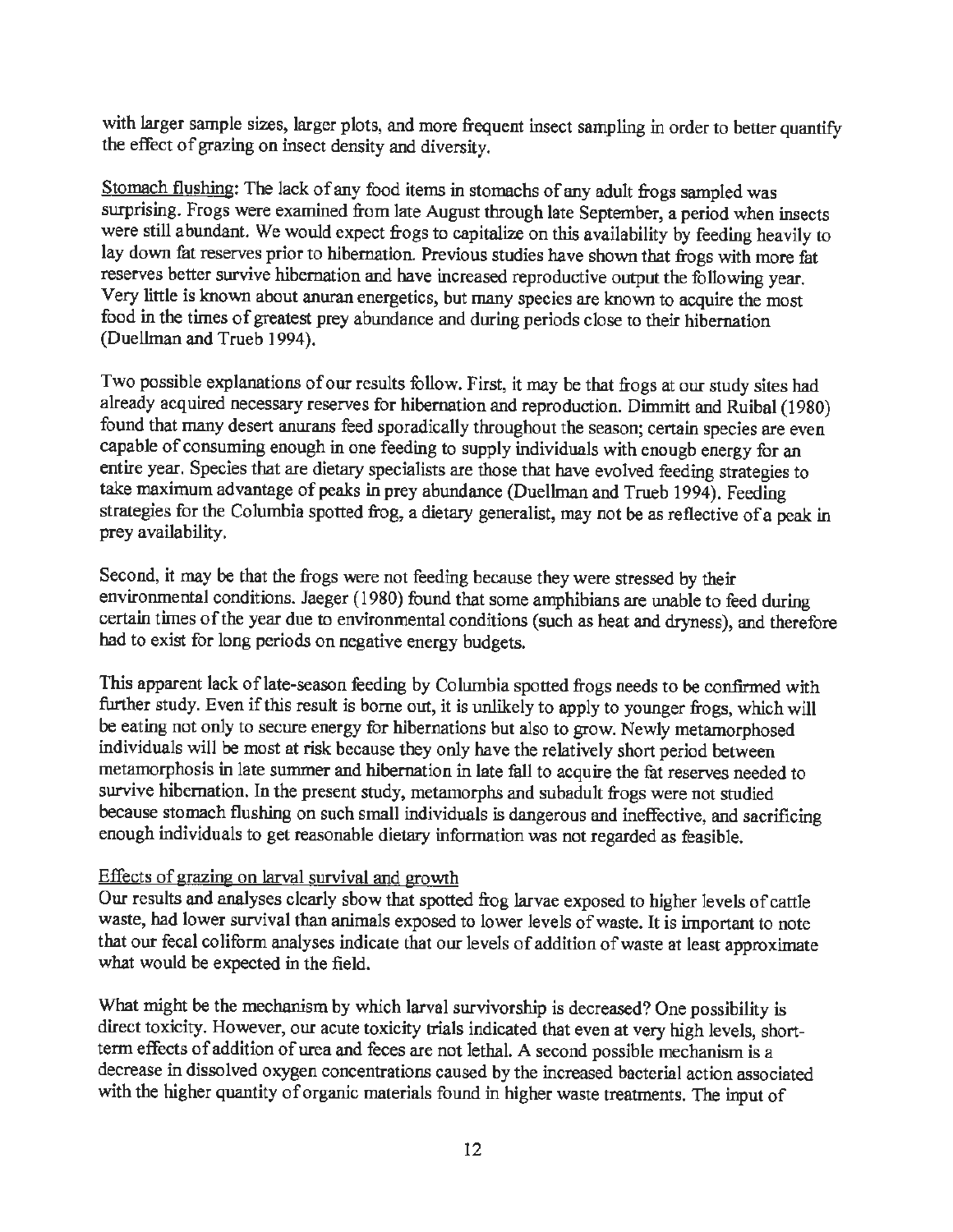with larger sample sizes, larger plots, and more frequent insect sampling in order to better quantify the effect of grazing on insect density and diversity.

Stomach flushing: The lack of any food items in stomachs of any adult frogs sampled was surprising. Frogs were examined from late August through late September, a period when insects were still abundant. We would expect frogs to capitalize on this availability by feeding heavily to lay down fat reserves prior to hibernation. Previous studies have shown that frogs with more fat reserves better survive hibernation and have increased reproductive output the following year. Very little is known about anuran energetics, but many species are known to acquire the most food in the times of greatest prey abundance and during periods close to their hibernation (Duellman and Trueb 1994).

Two possible explanations of our results follow. First, it may be that frogs at our study sites had already acquired necessary reserves for hibernation and reproduction. Dimmitt and Ruibal (1980) found that many desert anurans feed sporadically throughout the season; certain species are even capable of consuming enough in one feeding to supply individuals with enough energy for an entire year. Species that are dietary specialists are those that have evolved feeding strategies to take maximum advantage of peaks in prey abundance (Duellman and Trueb 1994). Feeding strategies for the Columbia spotted frog, a dietary generalist, may not be as reflective of a peak in prey availability.

Second, it may be that the frogs were not feeding because they were stressed by their environmental conditions. Jaeger (1980) found that some amphibians are unable to feed during certain times of the year due to environmental conditions (such as heat and dryness), and therefore had to exist for long periods on negative energy budgets.

This apparent lack of late-season feeding by Columbia spotted frogs needs to be confirmed with further study. Even if this result is borne out, it is unlikely to apply to younger frogs, which will be eating not only to secure energy for hibernations but also to grow. Newly metamorphosed individuals will be most at risk because they only have the relatively short period between metamorphosis in late summer and hibernation in late fall to acquire the fat reserves needed to survive hibernation. In the present study, metamorphs and subadult frogs were not studied because stomach flushing on such small individuals is dangerous and ineffective, and sacrificing enough individuals to get reasonable dietary information was not regarded as feasible.

Effects of grazing on larval survival and growth

Our results and analyses clearly show that spotted frog larvae exposed to higher levels of cattle waste, had lower survival than animals exposed to lower levels of waste. It is important to note that our fecal coliform analyses indicate that our levels of addition of waste at least approximate what would be expected in the field.

What might be the mechanism by which larval survivorship is decreased? One possibility is direct toxicity. However, our acute toxicity trials indicated that even at very high levels, short-term effects of addition of urea and feces are not lethal. A second possible mechanism is a decrease in dissolved oxygen concentrations caused by the increased bacterial action associated with the higher quantity of organic materials found in higher waste treatments. The input of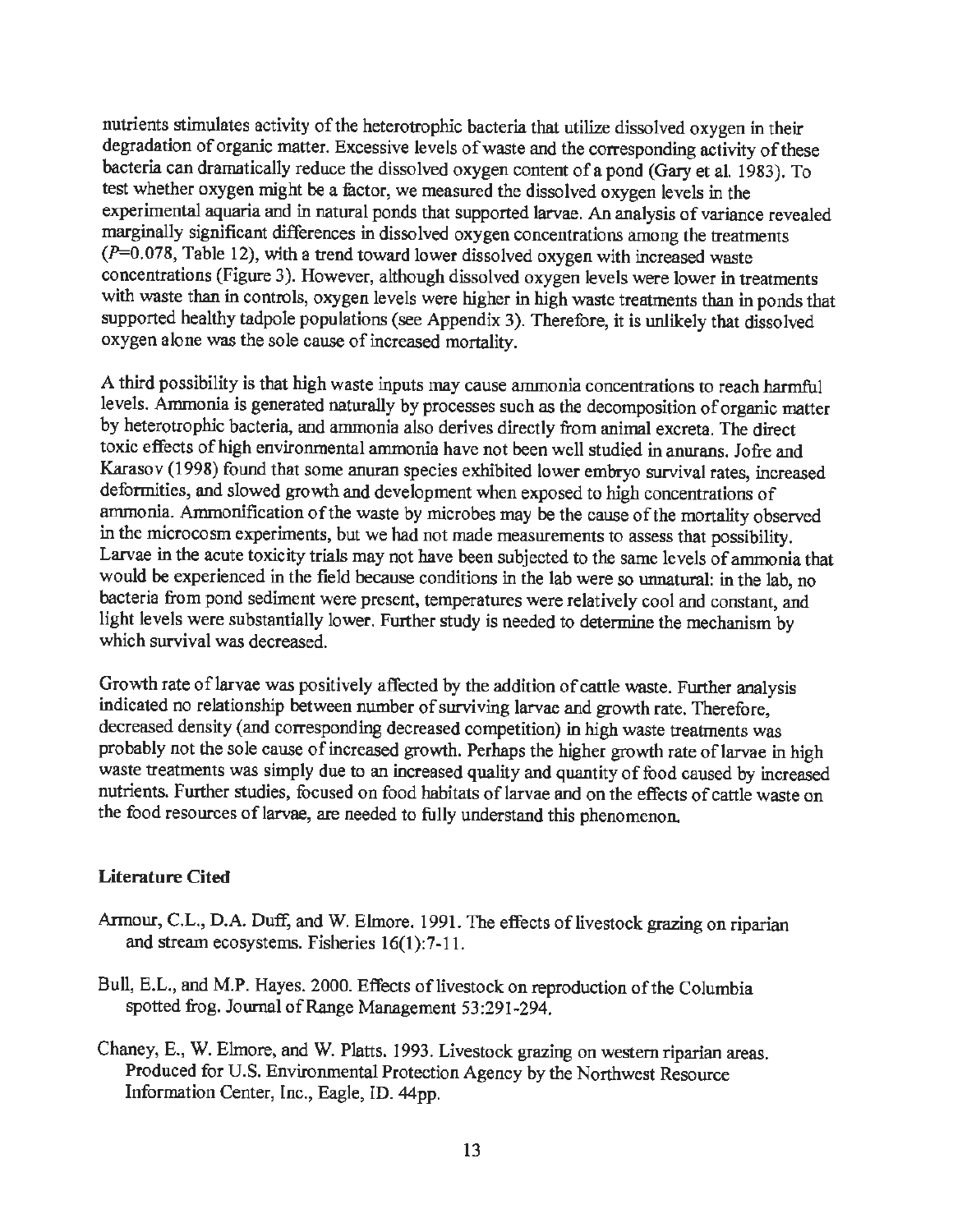nutrients stimulates activity of the heterotrophic bacteria that utilize dissolved oxygen in their degradation of organic matter. Excessive levels of waste and the corresponding activity of these bacteria can dramatically reduce the dissolved oxygen content of a pond (Gary et al. 1983). To test whether oxygen might be a factor, we measured the dissolved oxygen levels in the experimental aquaria and in natural ponds that supported larvae. An analysis of variance revealed marginally significant differences in dissolved oxygen concentrations among the treatments ($P$=0.078, Table 12), with a trend toward lower dissolved oxygen with increased waste concentrations (Figure 3). However, although dissolved oxygen levels were lower in treatments with waste than in controls, oxygen levels were higher in high waste treatments than in ponds that supported healthy tadpole populations (see Appendix 3). Therefore, it is unlikely that dissolved oxygen alone was the sole cause of increased mortality.

A third possibility is that high waste inputs may cause ammonia concentrations to reach harmful levels. Ammonia is generated naturally by processes such as the decomposition of organic matter by heterotrophic bacteria, and ammonia also derives directly from animal excreta. The direct toxic effects of high environmental ammonia have not been well studied in anurans. Jofre and Karasov (1998) found that some anuran species exhibited lower embryo survival rates, increased deformities, and slowed growth and development when exposed to high concentrations of ammonia. Ammonification of the waste by microbes may be the cause of the mortality observed in the microcosm experiments, but we had not made measurements to assess that possibility. Larvae in the acute toxicity trials may not have been subjected to the same levels of ammonia that would be experienced in the field because conditions in the lab were so unnatural: in the lab, no bacteria from pond sediment were present, temperatures were relatively cool and constant, and light levels were substantially lower. Further study is needed to determine the mechanism by which survival was decreased.

Growth rate of larvae was positively affected by the addition of cattle waste. Further analysis indicated no relationship between number of surviving larvae and growth rate. Therefore, decreased density (and corresponding decreased competition) in high waste treatments was probably not the sole cause of increased growth. Perhaps the higher growth rate of larvae in high waste treatments was simply due to an increased quality and quantity of food caused by increased nutrients. Further studies, focused on food habitats of larvae and on the effects of cattle waste on the food resources of larvae, are needed to fully understand this phenomenon.

## Literature Cited

Armour, C.L., D.A. Duff, and W. Elmore. 1991. The effects of livestock grazing on riparian and stream ecosystems. Fisheries 16(1):7-11.

Bull, E.L., and M.P. Hayes. 2000. Effects of livestock on reproduction of the Columbia spotted frog. Journal of Range Management 53:291-294.

Chaney, E., W. Elmore, and W. Platts. 1993. Livestock grazing on western riparian areas. Produced for U.S. Environmental Protection Agency by the Northwest Resource Information Center, Inc., Eagle, ID. 44pp.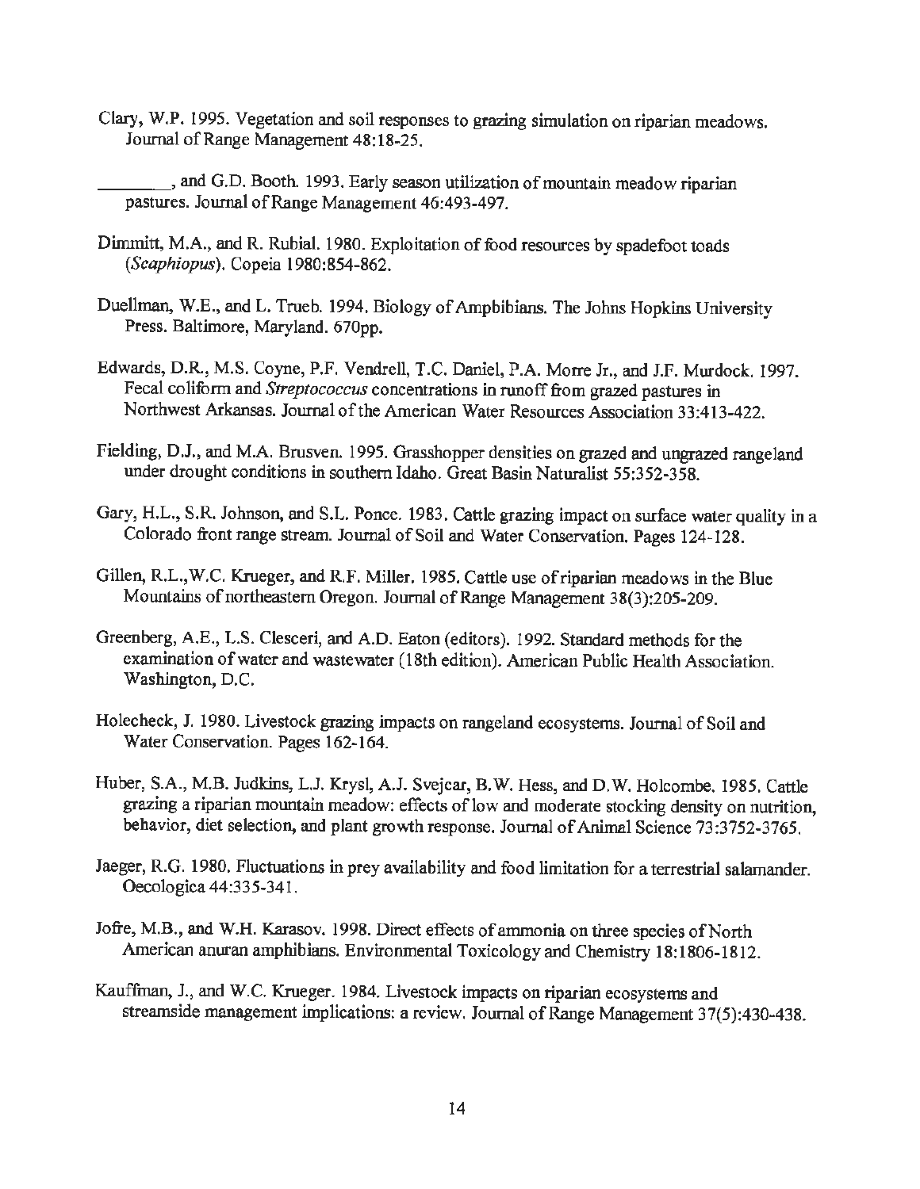Clary, W.P. 1995. Vegetation and soil responses to grazing simulation on riparian meadows. Journal of Range Management 48:18-25.

________, and G.D. Booth. 1993. Early season utilization of mountain meadow riparian pastures. Journal of Range Management 46:493-497.

Dimmitt, M.A., and R. Rubial. 1980. Exploitation of food resources by spadefoot toads (*Scaphiopus*). Copeia 1980:854-862.

Duellman, W.E., and L. Trueb. 1994. Biology of Ampbibians. The Johns Hopkins University Press. Baltimore, Maryland. 670pp.

Edwards, D.R., M.S. Coyne, P.F. Vendrell, T.C. Daniel, P.A. Morre Jr., and J.F. Murdock. 1997. Fecal coliform and *Streptococcus* concentrations in runoff from grazed pastures in Northwest Arkansas. Journal of the American Water Resources Association 33:413-422.

Fielding, D.J., and M.A. Brusven. 1995. Grasshopper densities on grazed and ungrazed rangeland under drought conditions in southern Idaho. Great Basin Naturalist 55:352-358.

Gary, H.L., S.R. Johnson, and S.L. Ponce. 1983. Cattle grazing impact on surface water quality in a Colorado front range stream. Journal of Soil and Water Conservation. Pages 124-128.

Gillen, R.L.,W.C. Krueger, and R.F. Miller. 1985. Cattle use of riparian meadows in the Blue Mountains of northeastern Oregon. Journal of Range Management 38(3):205-209.

Greenberg, A.E., L.S. Clesceri, and A.D. Eaton (editors). 1992. Standard methods for the examination of water and wastewater (18th edition). American Public Health Association. Washington, D.C.

Holecheck, J. 1980. Livestock grazing impacts on rangeland ecosystems. Journal of Soil and Water Conservation. Pages 162-164.

Huber, S.A., M.B. Judkins, L.J. Krysl, A.J. Svejcar, B.W. Hess, and D.W. Holcombe. 1985. Cattle grazing a riparian mountain meadow: effects of low and moderate stocking density on nutrition, behavior, diet selection, and plant growth response. Journal of Animal Science 73:3752-3765.

Jaeger, R.G. 1980. Fluctuations in prey availability and food limitation for a terrestrial salamander. Oecologica 44:335-341.

Jofre, M.B., and W.H. Karasov. 1998. Direct effects of ammonia on three species of North American anuran amphibians. Environmental Toxicology and Chemistry 18:1806-1812.

Kauffman, J., and W.C. Krueger. 1984. Livestock impacts on riparian ecosystems and streamside management implications: a review. Journal of Range Management 37(5):430-438.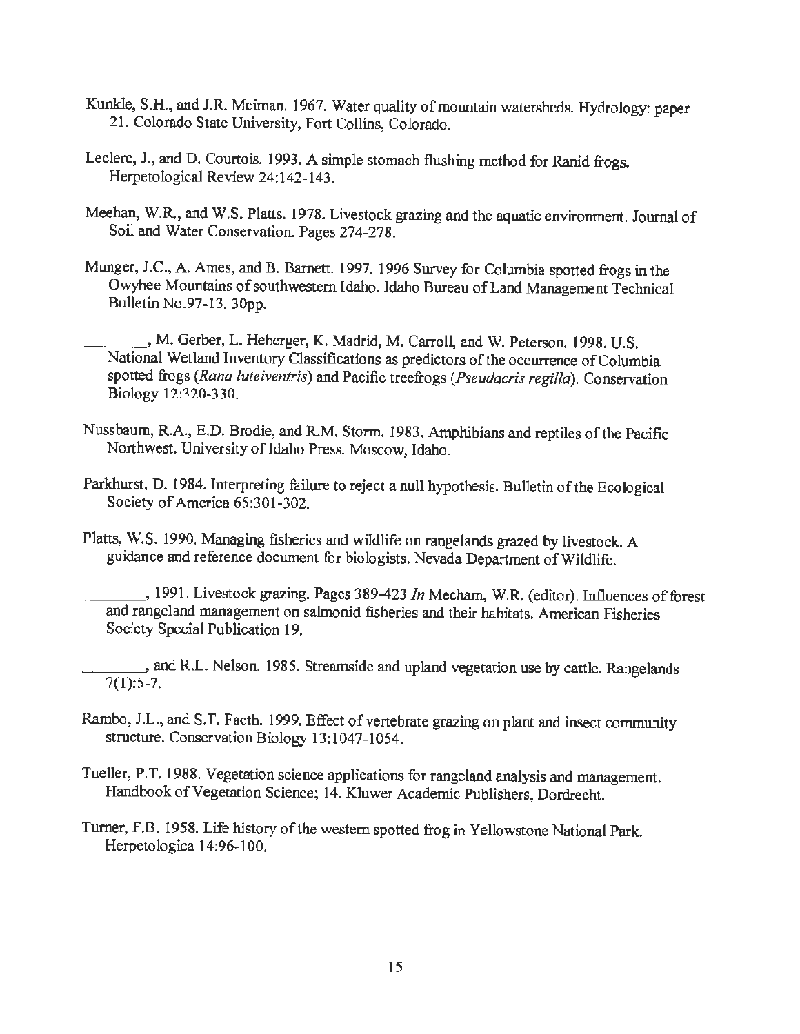Kunkle, S.H., and J.R. Meiman. 1967. Water quality of mountain watersheds. Hydrology: paper 21. Colorado State University, Fort Collins, Colorado.

Leclerc, J., and D. Courtois. 1993. A simple stomach flushing method for Ranid frogs. Herpetological Review 24:142-143.

Meehan, W.R., and W.S. Platts. 1978. Livestock grazing and the aquatic environment. Journal of Soil and Water Conservation. Pages 274-278.

Munger, J.C., A. Ames, and B. Barnett. 1997. 1996 Survey for Columbia spotted frogs in the Owyhee Mountains of southwestern Idaho. Idaho Bureau of Land Management Technical Bulletin No.97-13. 30pp.

________, M. Gerber, L. Heberger, K. Madrid, M. Carroll, and W. Peterson. 1998. U.S. National Wetland Inventory Classifications as predictors of the occurrence of Columbia spotted frogs (*Rana luteiventris*) and Pacific treefrogs (*Pseudacris regilla*). Conservation Biology 12:320-330.

Nussbaum, R.A., E.D. Brodie, and R.M. Storm. 1983. Amphibians and reptiles of the Pacific Northwest. University of Idaho Press. Moscow, Idaho.

Parkhurst, D. 1984. Interpreting failure to reject a null hypothesis. Bulletin of the Ecological Society of America 65:301-302.

Platts, W.S. 1990. Managing fisheries and wildlife on rangelands grazed by livestock. A guidance and reference document for biologists. Nevada Department of Wildlife.

________, 1991. Livestock grazing. Pages 389-423 *In* Mecham, W.R. (editor). Influences of forest and rangeland management on salmonid fisheries and their habitats. American Fisheries Society Special Publication 19.

________, and R.L. Nelson. 1985. Streamside and upland vegetation use by cattle. Rangelands 7(1):5-7.

Rambo, J.L., and S.T. Faeth. 1999. Effect of vertebrate grazing on plant and insect community structure. Conservation Biology 13:1047-1054.

Tueller, P.T. 1988. Vegetation science applications for rangeland analysis and management. Handbook of Vegetation Science; 14. Kluwer Academic Publishers, Dordrecht.

Turner, F.B. 1958. Life history of the western spotted frog in Yellowstone National Park. Herpetologica 14:96-100.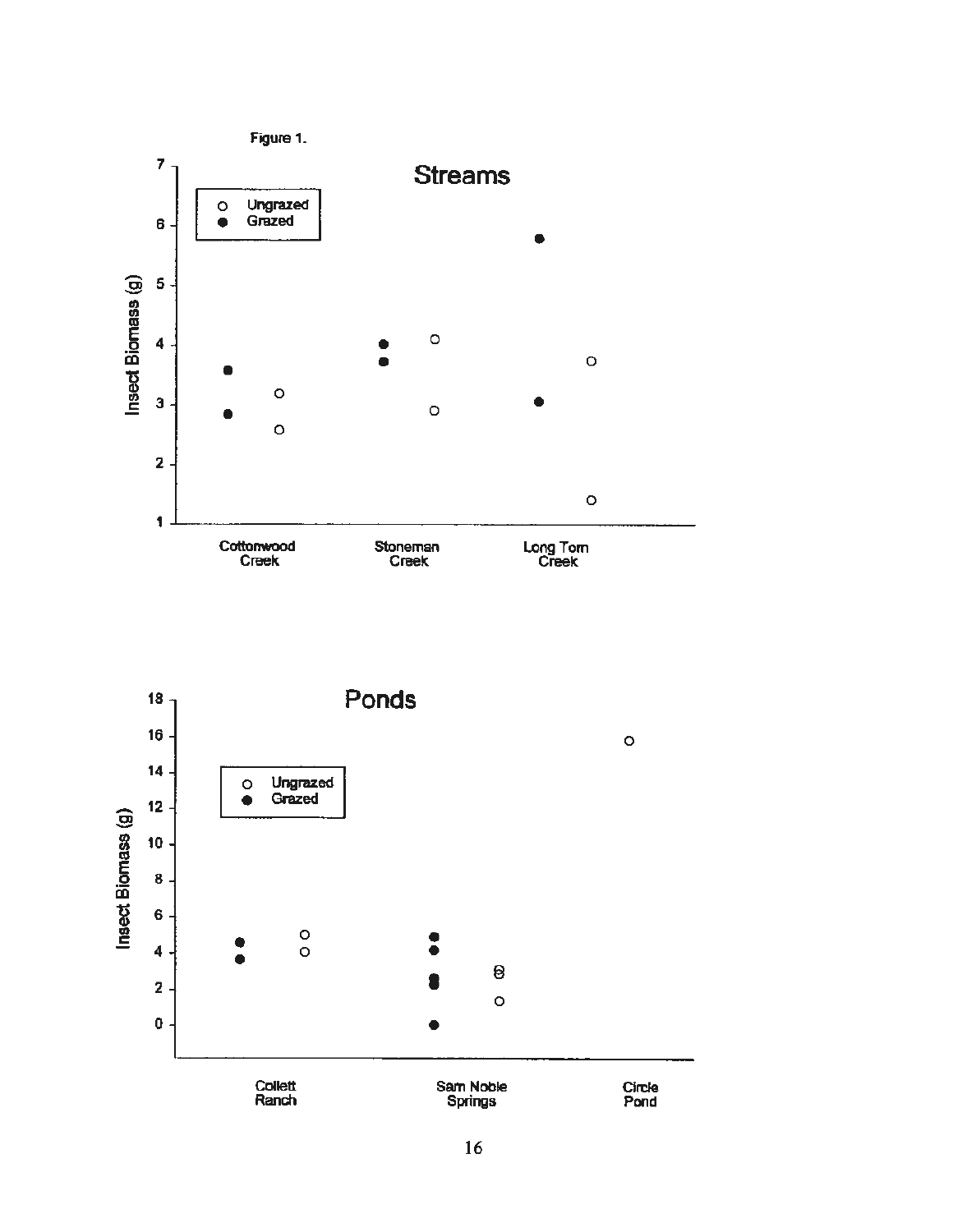Figure 1.

## Streams

Insect Biomass (g)

- ○ Ungrazed
- ● Grazed

Cottonwood Creek | Stoneman Creek | Long Tom Creek

## Ponds

Insect Biomass (g)

- ○ Ungrazed
- ● Grazed

Collett Ranch | Sam Noble Springs | Circle Pond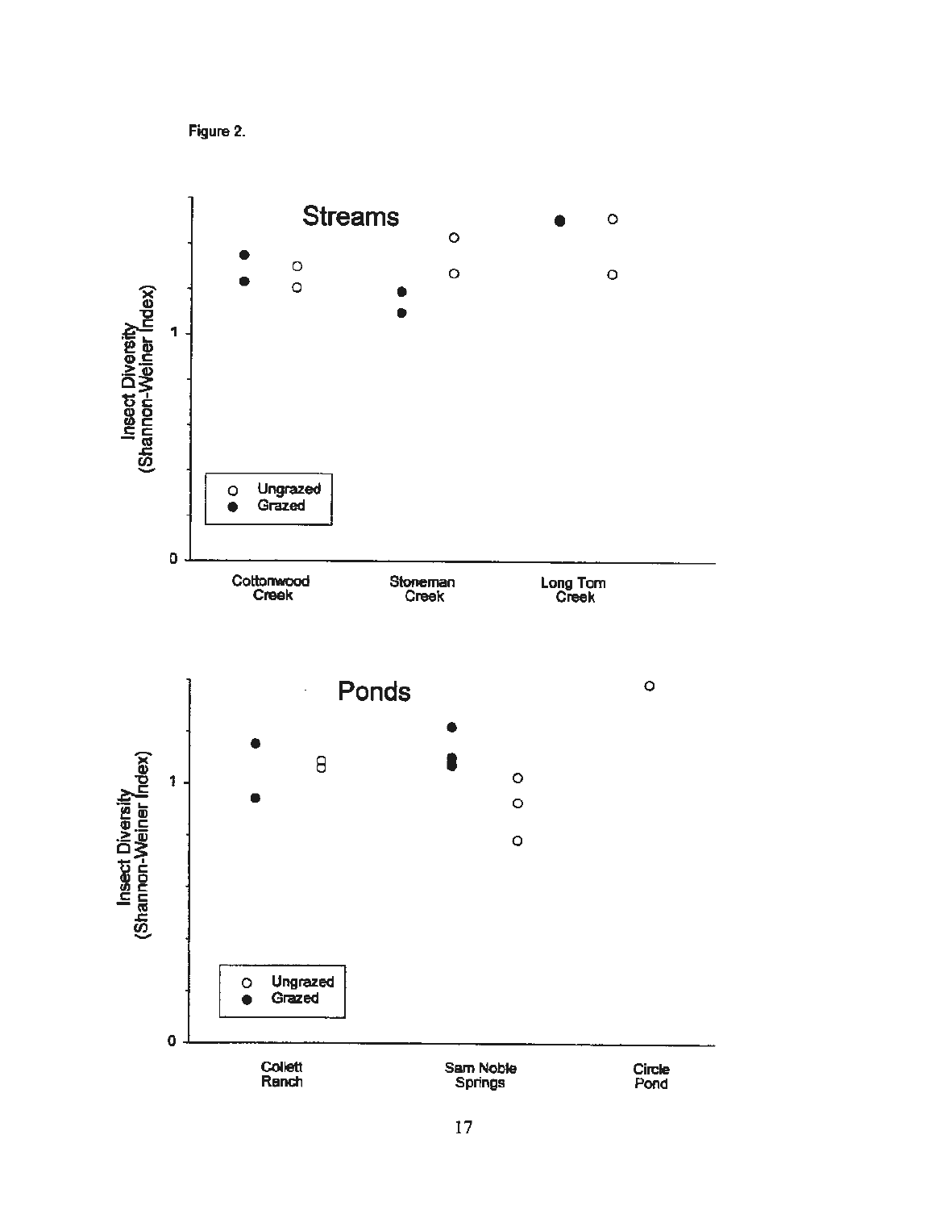Figure 2.

Streams

Insect Diversity (Shannon-Weiner Index)

○ Ungrazed
● Grazed

Cottonwood Creek | Stoneman Creek | Long Tom Creek

Ponds

Insect Diversity (Shannon-Weiner Index)

○ Ungrazed
● Grazed

Collett Ranch | Sam Noble Springs | Circle Pond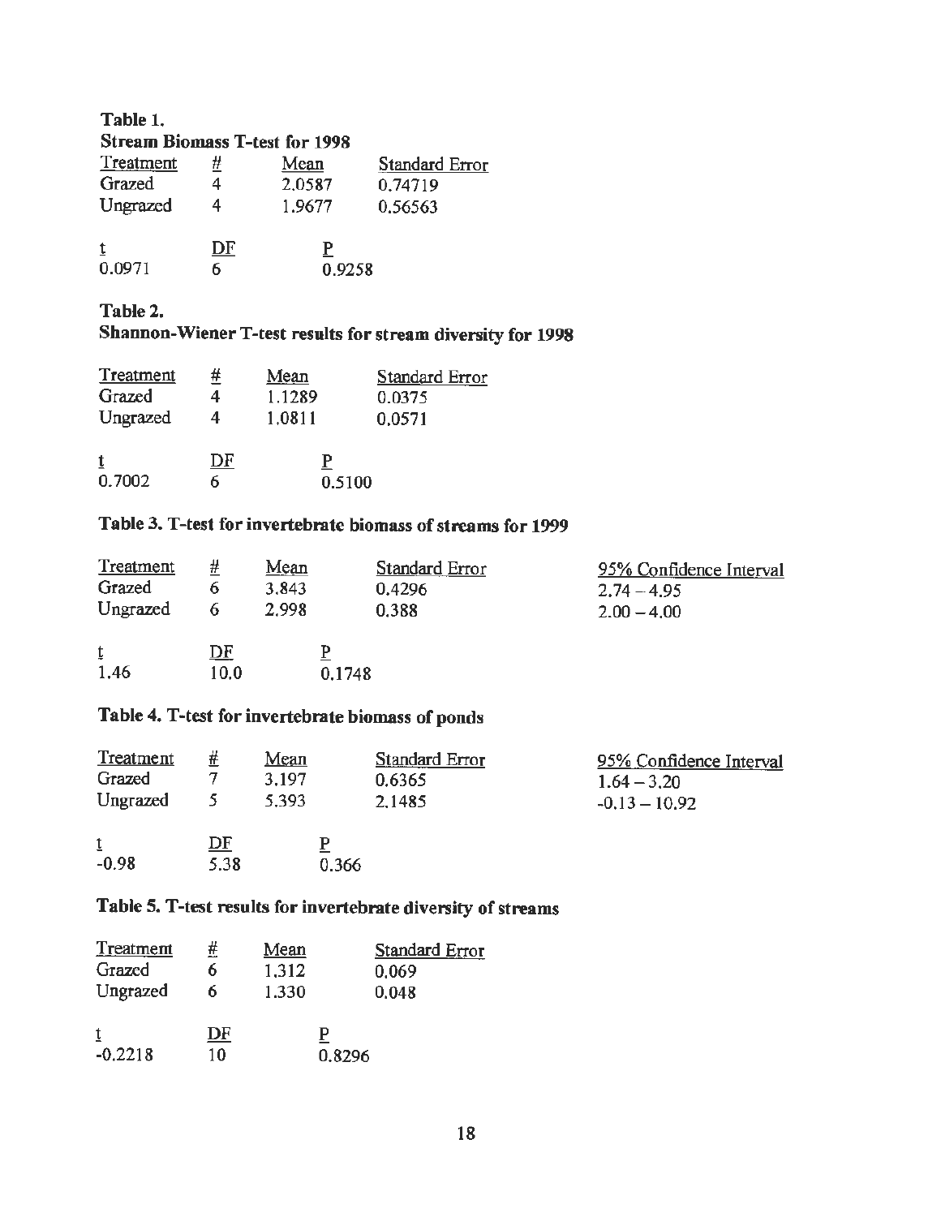**Table 1.**
**Stream Biomass T-test for 1998**

| Treatment | # | Mean | Standard Error |
|---|---|---|---|
| Grazed | 4 | 2.0587 | 0.74719 |
| Ungrazed | 4 | 1.9677 | 0.56563 |

| t | DF | P |
|---|---|---|
| 0.0971 | 6 | 0.9258 |

**Table 2.**
**Shannon-Wiener T-test results for stream diversity for 1998**

| Treatment | # | Mean | Standard Error |
|---|---|---|---|
| Grazed | 4 | 1.1289 | 0.0375 |
| Ungrazed | 4 | 1.0811 | 0.0571 |

| t | DF | P |
|---|---|---|
| 0.7002 | 6 | 0.5100 |

**Table 3. T-test for invertebrate biomass of streams for 1999**

| Treatment | # | Mean | Standard Error | 95% Confidence Interval |
|---|---|---|---|---|
| Grazed | 6 | 3.843 | 0.4296 | 2.74 – 4.95 |
| Ungrazed | 6 | 2.998 | 0.388 | 2.00 – 4.00 |

| t | DF | P |
|---|---|---|
| 1.46 | 10.0 | 0.1748 |

**Table 4. T-test for invertebrate biomass of ponds**

| Treatment | # | Mean | Standard Error | 95% Confidence Interval |
|---|---|---|---|---|
| Grazed | 7 | 3.197 | 0.6365 | 1.64 – 3.20 |
| Ungrazed | 5 | 5.393 | 2.1485 | -0.13 – 10.92 |

| t | DF | P |
|---|---|---|
| -0.98 | 5.38 | 0.366 |

**Table 5. T-test results for invertebrate diversity of streams**

| Treatment | # | Mean | Standard Error |
|---|---|---|---|
| Grazed | 6 | 1.312 | 0.069 |
| Ungrazed | 6 | 1.330 | 0.048 |

| t | DF | P |
|---|---|---|
| -0.2218 | 10 | 0.8296 |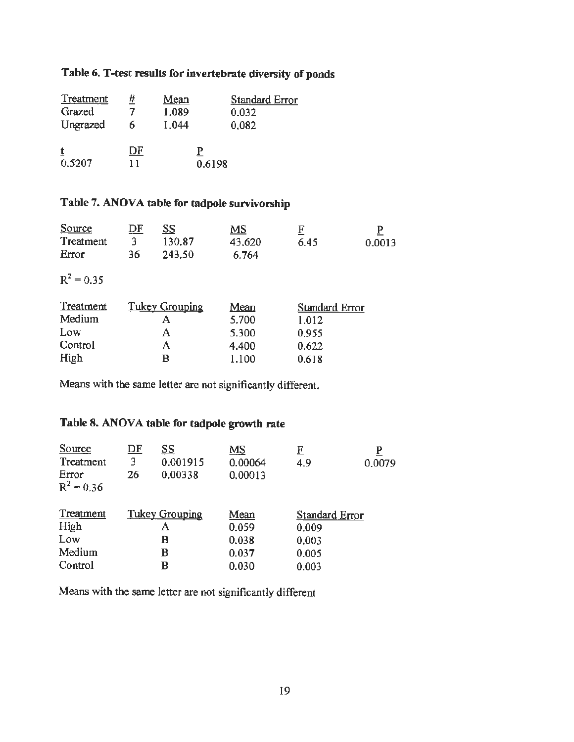**Table 6. T-test results for invertebrate diversity of ponds**

| Treatment | # | Mean | Standard Error |
|---|---|---|---|
| Grazed | 7 | 1.089 | 0.032 |
| Ungrazed | 6 | 1.044 | 0.082 |

| t | DF | P |
|---|---|---|
| 0.5207 | 11 | 0.6198 |

**Table 7. ANOVA table for tadpole survivorship**

| Source | DF | SS | MS | F | P |
|---|---|---|---|---|---|
| Treatment | 3 | 130.87 | 43.620 | 6.45 | 0.0013 |
| Error | 36 | 243.50 | 6.764 | | |

$R^2 = 0.35$

| Treatment | Tukey Grouping | Mean | Standard Error |
|---|---|---|---|
| Medium | A | 5.700 | 1.012 |
| Low | A | 5.300 | 0.955 |
| Control | A | 4.400 | 0.622 |
| High | B | 1.100 | 0.618 |

Means with the same letter are not significantly different.

**Table 8. ANOVA table for tadpole growth rate**

| Source | DF | SS | MS | F | P |
|---|---|---|---|---|---|
| Treatment | 3 | 0.001915 | 0.00064 | 4.9 | 0.0079 |
| Error | 26 | 0.00338 | 0.00013 | | |

$R^2 = 0.36$

| Treatment | Tukey Grouping | Mean | Standard Error |
|---|---|---|---|
| High | A | 0.059 | 0.009 |
| Low | B | 0.038 | 0.003 |
| Medium | B | 0.037 | 0.005 |
| Control | B | 0.030 | 0.003 |

Means with the same letter are not significantly different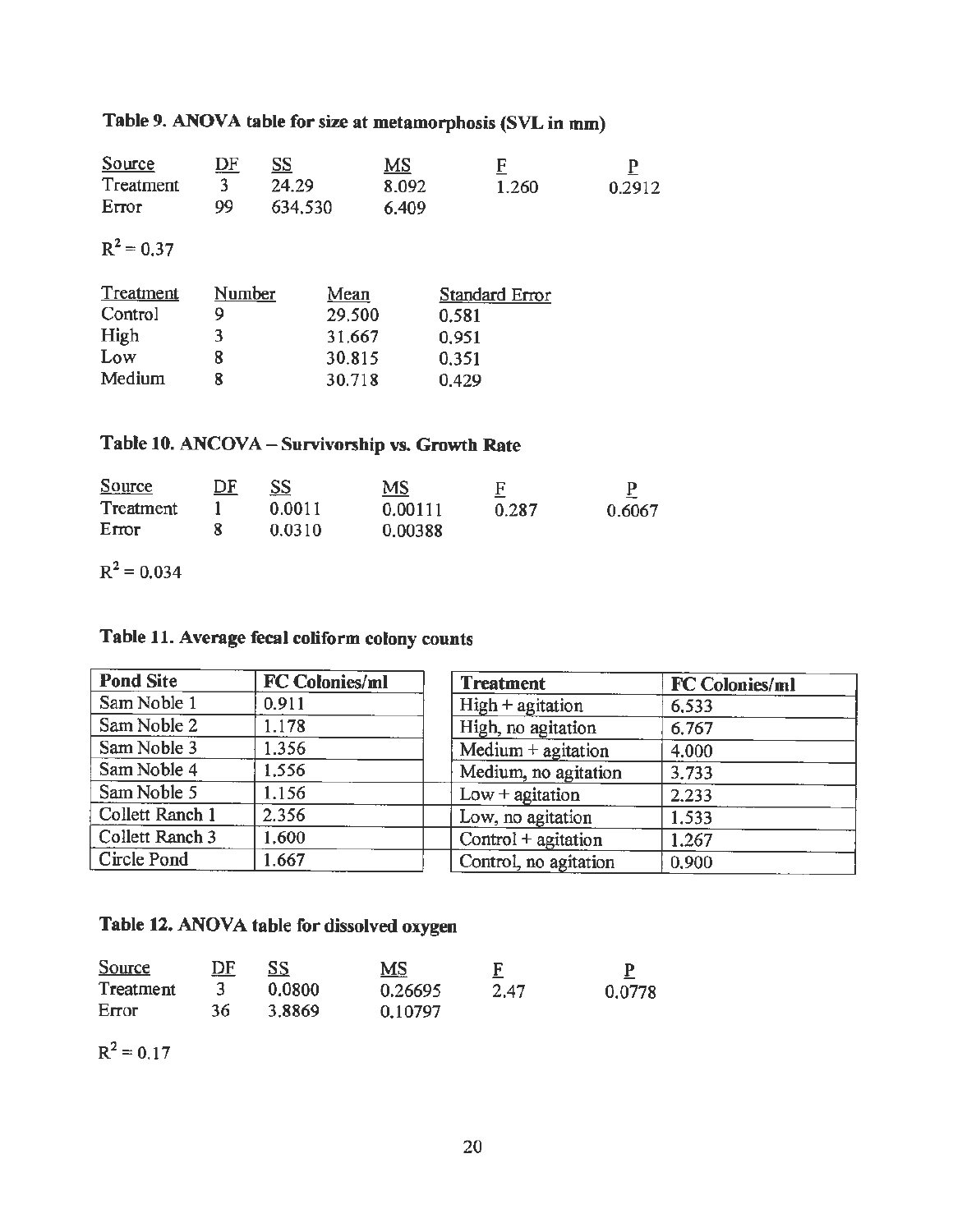**Table 9. ANOVA table for size at metamorphosis (SVL in mm)**

| Source | DF | SS | MS | F | P |
|---|---|---|---|---|---|
| Treatment | 3 | 24.29 | 8.092 | 1.260 | 0.2912 |
| Error | 99 | 634.530 | 6.409 | | |

$R^2 = 0.37$

| Treatment | Number | Mean | Standard Error |
|---|---|---|---|
| Control | 9 | 29.500 | 0.581 |
| High | 3 | 31.667 | 0.951 |
| Low | 8 | 30.815 | 0.351 |
| Medium | 8 | 30.718 | 0.429 |

**Table 10. ANCOVA – Survivorship vs. Growth Rate**

| Source | DF | SS | MS | F | P |
|---|---|---|---|---|---|
| Treatment | 1 | 0.0011 | 0.00111 | 0.287 | 0.6067 |
| Error | 8 | 0.0310 | 0.00388 | | |

$R^2 = 0.034$

**Table 11. Average fecal coliform colony counts**

| Pond Site | FC Colonies/ml |
|---|---|
| Sam Noble 1 | 0.911 |
| Sam Noble 2 | 1.178 |
| Sam Noble 3 | 1.356 |
| Sam Noble 4 | 1.556 |
| Sam Noble 5 | 1.156 |
| Collett Ranch 1 | 2.356 |
| Collett Ranch 3 | 1.600 |
| Circle Pond | 1.667 |

| Treatment | FC Colonies/ml |
|---|---|
| High + agitation | 6.533 |
| High, no agitation | 6.767 |
| Medium + agitation | 4.000 |
| Medium, no agitation | 3.733 |
| Low + agitation | 2.233 |
| Low, no agitation | 1.533 |
| Control + agitation | 1.267 |
| Control, no agitation | 0.900 |

**Table 12. ANOVA table for dissolved oxygen**

| Source | DF | SS | MS | F | P |
|---|---|---|---|---|---|
| Treatment | 3 | 0.0800 | 0.26695 | 2.47 | 0.0778 |
| Error | 36 | 3.8869 | 0.10797 | | |

$R^2 = 0.17$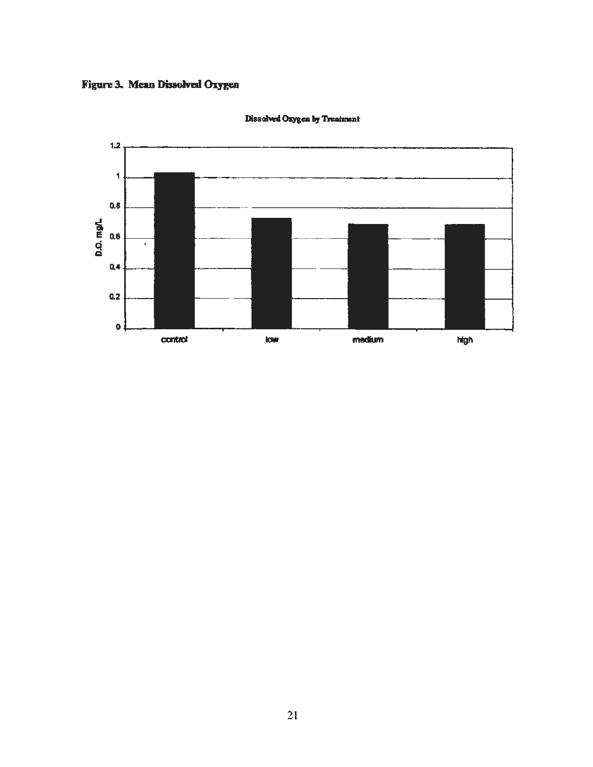**Figure 3. Mean Dissolved Oxygen**

Dissolved Oxygen by Treatment

| Treatment | D.O. mg/L |
| --- | --- |
| control | ~1.03 |
| low | ~0.73 |
| medium | ~0.69 |
| high | ~0.69 |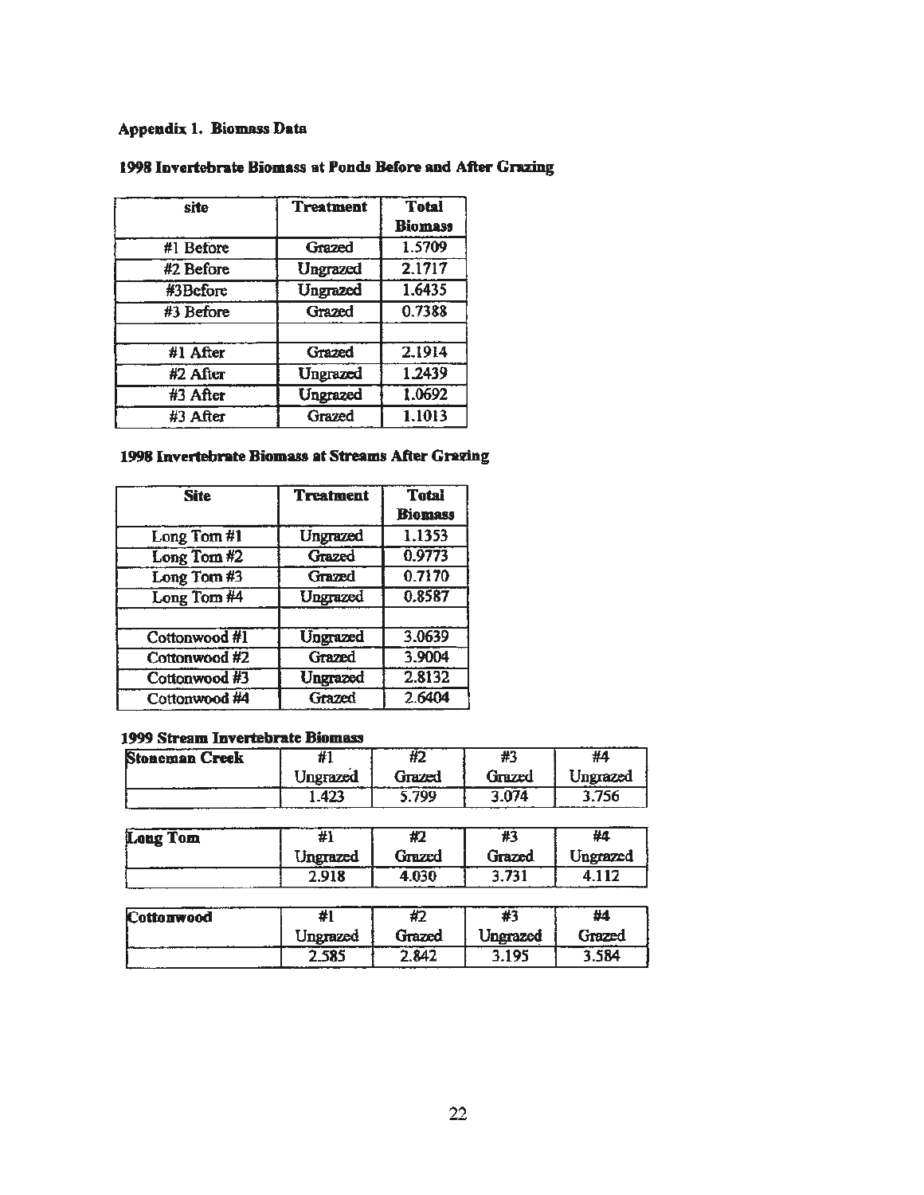**Appendix 1. Biomass Data**

**1998 Invertebrate Biomass at Ponds Before and After Grazing**

| site | Treatment | Total Biomass |
|---|---|---|
| #1 Before | Grazed | 1.5709 |
| #2 Before | Ungrazed | 2.1717 |
| #3Bcfore | Ungrazed | 1.6435 |
| #3 Before | Grazed | 0.7388 |
| | | |
| #1 After | Grazed | 2.1914 |
| #2 After | Ungrazed | 1.2439 |
| #3 After | Ungrazed | 1.0692 |
| #3 After | Grazed | 1.1013 |

**1998 Invertebrate Biomass at Streams After Grazing**

| Site | Treatment | Total Biomass |
|---|---|---|
| Long Tom #1 | Ungrazed | 1.1353 |
| Long Tom #2 | Grazed | 0.9773 |
| Long Tom #3 | Grazed | 0.7170 |
| Long Tom #4 | Ungrazed | 0.8587 |
| | | |
| Cottonwood #1 | Ungrazed | 3.0639 |
| Cottonwood #2 | Grazed | 3.9004 |
| Cottonwood #3 | Ungrazed | 2.8132 |
| Cottonwood #4 | Grazed | 2.6404 |

**1999 Stream Invertebrate Biomass**

| Stoneman Creek | #1 Ungrazed | #2 Grazed | #3 Grazed | #4 Ungrazed |
|---|---|---|---|---|
| | 1.423 | 5.799 | 3.074 | 3.756 |

| Long Tom | #1 Ungrazed | #2 Grazed | #3 Grazed | #4 Ungrazed |
|---|---|---|---|---|
| | 2.918 | 4.030 | 3.731 | 4.112 |

| Cottonwood | #1 Ungrazed | #2 Grazed | #3 Ungrazed | #4 Grazed |
|---|---|---|---|---|
| | 2.585 | 2.842 | 3.195 | 3.584 |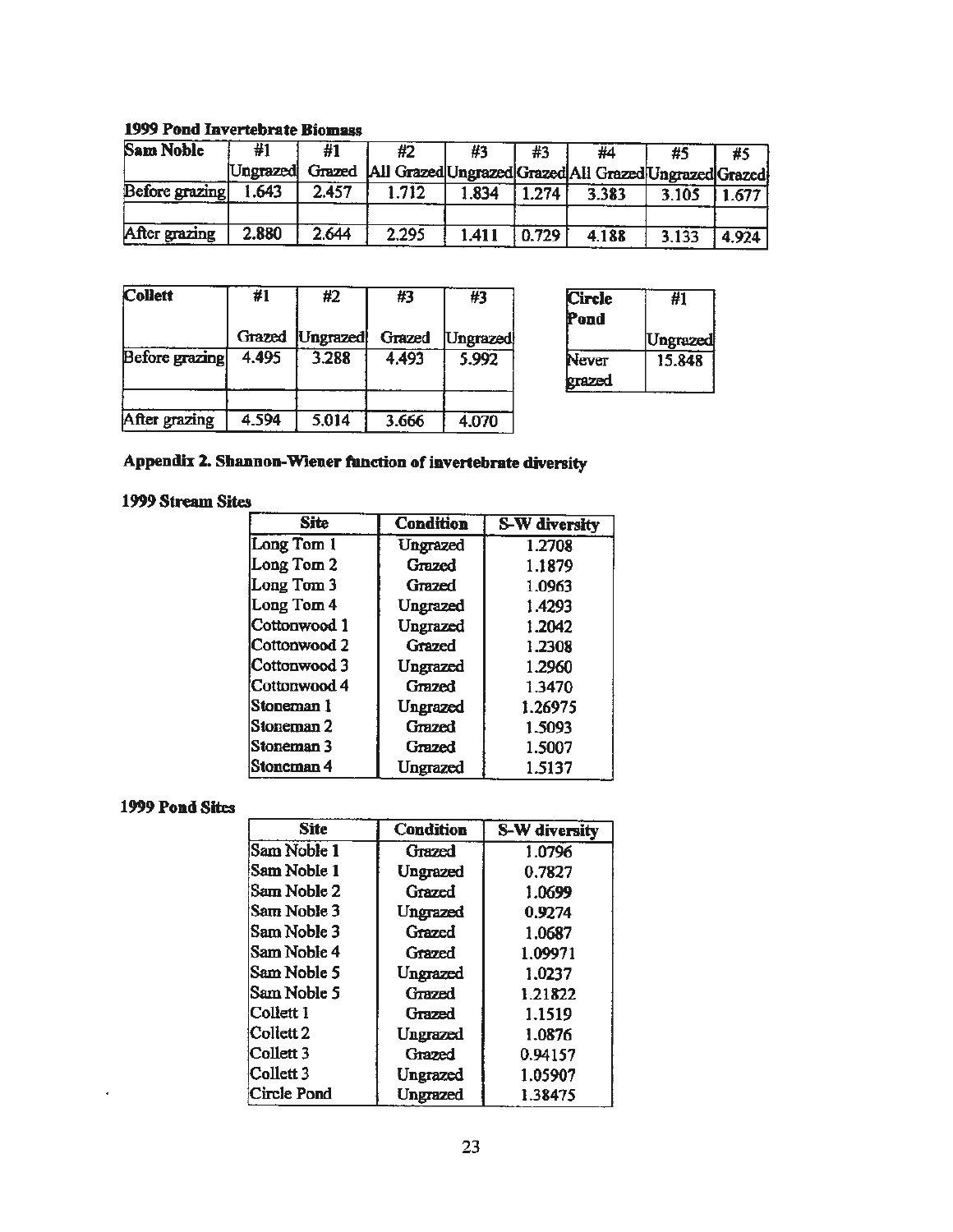**1999 Pond Invertebrate Biomass**

| Sam Noble | #1 Ungrazed | #1 Grazed | #2 All Grazed | #3 Ungrazed | #3 Grazed | #4 All Grazed | #5 Ungrazed | #5 Grazed |
|---|---|---|---|---|---|---|---|---|
| Before grazing | 1.643 | 2.457 | 1.712 | 1.834 | 1.274 | 3.383 | 3.105 | 1.677 |
| | | | | | | | | |
| After grazing | 2.880 | 2.644 | 2.295 | 1.411 | 0.729 | 4.188 | 3.133 | 4.924 |

| Collett | #1 Grazed | #2 Ungrazed | #3 Grazed | #3 Ungrazed |
|---|---|---|---|---|
| Before grazing | 4.495 | 3.288 | 4.493 | 5.992 |
| | | | | |
| After grazing | 4.594 | 5.014 | 3.666 | 4.070 |

| Circle Pond | #1 Ungrazed |
|---|---|
| Never grazed | 15.848 |

## Appendix 2. Shannon-Wiener function of invertebrate diversity

### 1999 Stream Sites

| Site | Condition | S-W diversity |
|---|---|---|
| Long Tom 1 | Ungrazed | 1.2708 |
| Long Tom 2 | Grazed | 1.1879 |
| Long Tom 3 | Grazed | 1.0963 |
| Long Tom 4 | Ungrazed | 1.4293 |
| Cottonwood 1 | Ungrazed | 1.2042 |
| Cottonwood 2 | Grazed | 1.2308 |
| Cottonwood 3 | Ungrazed | 1.2960 |
| Cottonwood 4 | Grazed | 1.3470 |
| Stoneman 1 | Ungrazed | 1.26975 |
| Stoneman 2 | Grazed | 1.5093 |
| Stoneman 3 | Grazed | 1.5007 |
| Stoneman 4 | Ungrazed | 1.5137 |

### 1999 Pond Sites

| Site | Condition | S-W diversity |
|---|---|---|
| Sam Noble 1 | Grazed | 1.0796 |
| Sam Noble 1 | Ungrazed | 0.7827 |
| Sam Noble 2 | Grazed | 1.0699 |
| Sam Noble 3 | Ungrazed | 0.9274 |
| Sam Noble 3 | Grazed | 1.0687 |
| Sam Noble 4 | Grazed | 1.09971 |
| Sam Noble 5 | Ungrazed | 1.0237 |
| Sam Noble 5 | Grazed | 1.21822 |
| Collett 1 | Grazed | 1.1519 |
| Collett 2 | Ungrazed | 1.0876 |
| Collett 3 | Grazed | 0.94157 |
| Collett 3 | Ungrazed | 1.05907 |
| Circle Pond | Ungrazed | 1.38475 |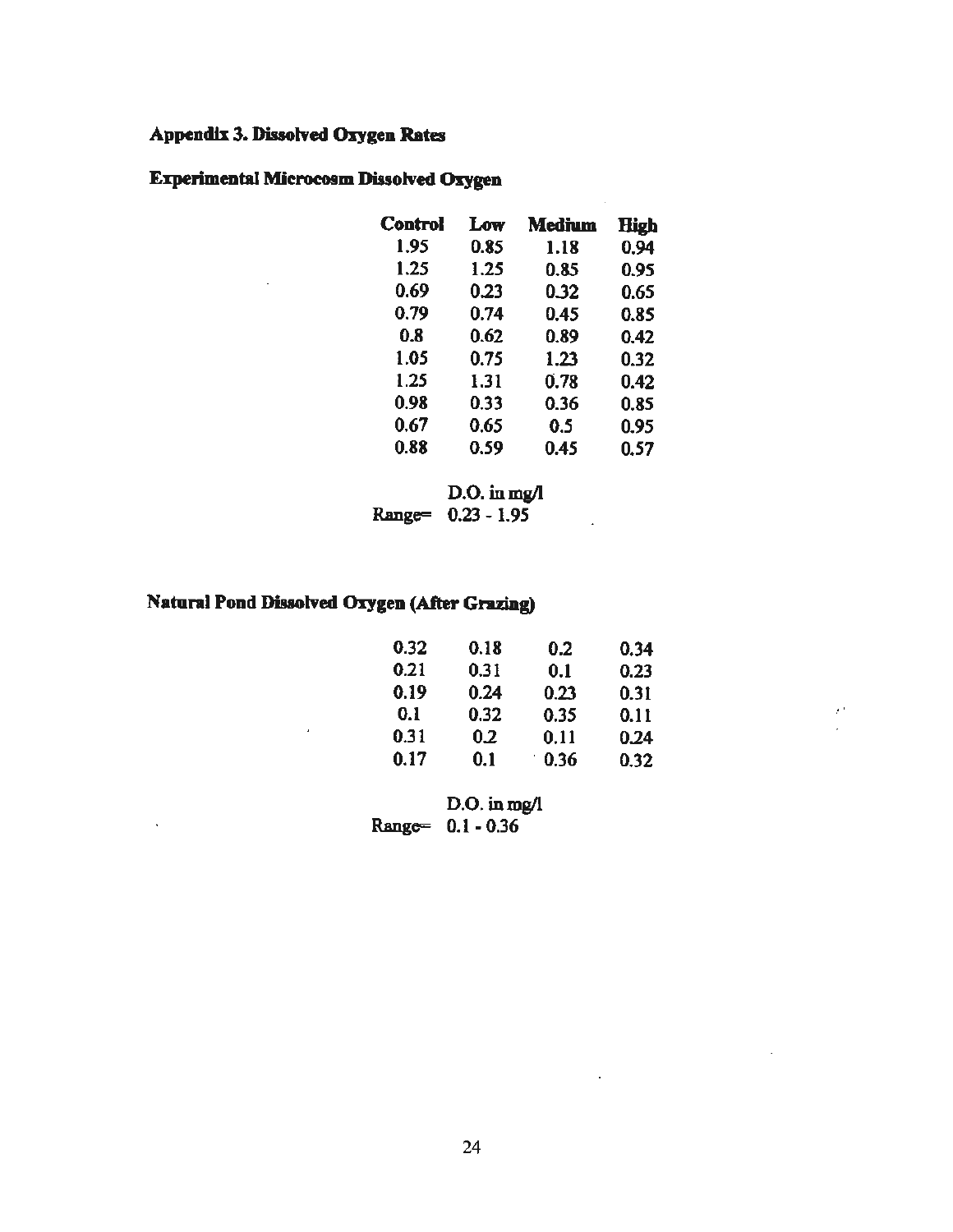## Appendix 3. Dissolved Oxygen Rates

### Experimental Microcosm Dissolved Oxygen

| Control | Low | Medium | High |
|---|---|---|---|
| 1.95 | 0.85 | 1.18 | 0.94 |
| 1.25 | 1.25 | 0.85 | 0.95 |
| 0.69 | 0.23 | 0.32 | 0.65 |
| 0.79 | 0.74 | 0.45 | 0.85 |
| 0.8 | 0.62 | 0.89 | 0.42 |
| 1.05 | 0.75 | 1.23 | 0.32 |
| 1.25 | 1.31 | 0.78 | 0.42 |
| 0.98 | 0.33 | 0.36 | 0.85 |
| 0.67 | 0.65 | 0.5 | 0.95 |
| 0.88 | 0.59 | 0.45 | 0.57 |

D.O. in mg/l

Range= 0.23 - 1.95

### Natural Pond Dissolved Oxygen (After Grazing)

| | | | |
|---|---|---|---|
| 0.32 | 0.18 | 0.2 | 0.34 |
| 0.21 | 0.31 | 0.1 | 0.23 |
| 0.19 | 0.24 | 0.23 | 0.31 |
| 0.1 | 0.32 | 0.35 | 0.11 |
| 0.31 | 0.2 | 0.11 | 0.24 |
| 0.17 | 0.1 | 0.36 | 0.32 |

D.O. in mg/l

Range= 0.1 - 0.36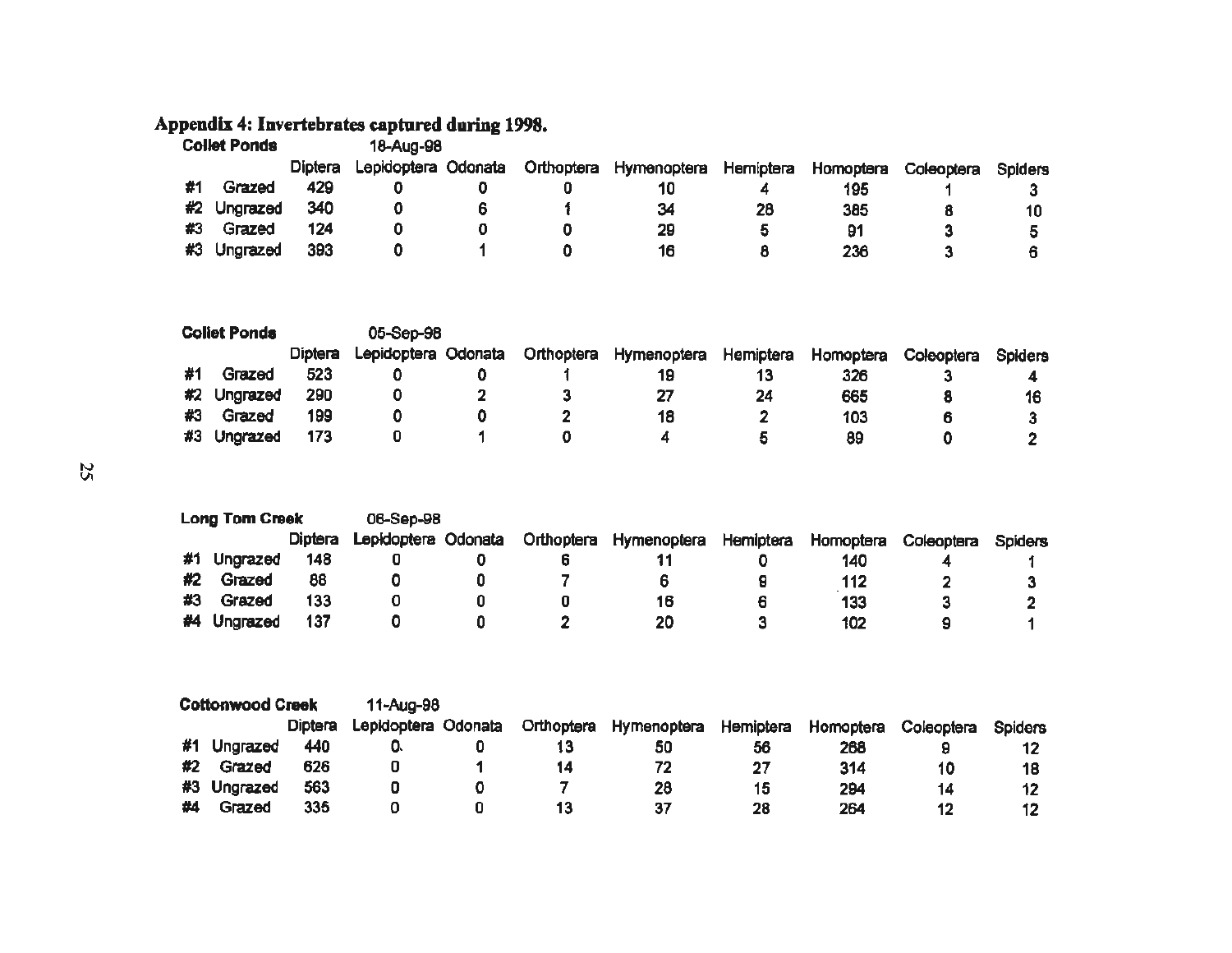## Appendix 4: Invertebrates captured during 1998.

**Collet Ponds** 18-Aug-98

| | | Diptera | Lepidoptera | Odonata | Orthoptera | Hymenoptera | Hemiptera | Homoptera | Coleoptera | Spiders |
|---|---|---|---|---|---|---|---|---|---|---|
| #1 | Grazed | 429 | 0 | 0 | 0 | 10 | 4 | 195 | 1 | 3 |
| #2 | Ungrazed | 340 | 0 | 6 | 1 | 34 | 28 | 385 | 8 | 10 |
| #3 | Grazed | 124 | 0 | 0 | 0 | 29 | 5 | 91 | 3 | 5 |
| #3 | Ungrazed | 393 | 0 | 1 | 0 | 16 | 8 | 236 | 3 | 6 |

**Collet Ponds** 05-Sep-98

| | | Diptera | Lepidoptera | Odonata | Orthoptera | Hymenoptera | Hemiptera | Homoptera | Coleoptera | Spiders |
|---|---|---|---|---|---|---|---|---|---|---|
| #1 | Grazed | 523 | 0 | 0 | 1 | 19 | 13 | 326 | 3 | 4 |
| #2 | Ungrazed | 290 | 0 | 2 | 3 | 27 | 24 | 665 | 8 | 16 |
| #3 | Grazed | 199 | 0 | 0 | 2 | 18 | 2 | 103 | 6 | 3 |
| #3 | Ungrazed | 173 | 0 | 1 | 0 | 4 | 5 | 89 | 0 | 2 |

**Long Tom Creek** 06-Sep-98

| | | Diptera | Lepidoptera | Odonata | Orthoptera | Hymenoptera | Hemiptera | Homoptera | Coleoptera | Spiders |
|---|---|---|---|---|---|---|---|---|---|---|
| #1 | Ungrazed | 148 | 0 | 0 | 6 | 11 | 0 | 140 | 4 | 1 |
| #2 | Grazed | 86 | 0 | 0 | 7 | 6 | 9 | 112 | 2 | 3 |
| #3 | Grazed | 133 | 0 | 0 | 0 | 16 | 6 | 133 | 3 | 2 |
| #4 | Ungrazed | 137 | 0 | 0 | 2 | 20 | 3 | 102 | 9 | 1 |

**Cottonwood Creek** 11-Aug-98

| | | Diptera | Lepidoptera | Odonata | Orthoptera | Hymenoptera | Hemiptera | Homoptera | Coleoptera | Spiders |
|---|---|---|---|---|---|---|---|---|---|---|
| #1 | Ungrazed | 440 | 0 | 0 | 13 | 50 | 56 | 268 | 9 | 12 |
| #2 | Grazed | 626 | 0 | 1 | 14 | 72 | 27 | 314 | 10 | 18 |
| #3 | Ungrazed | 563 | 0 | 0 | 7 | 28 | 15 | 294 | 14 | 12 |
| #4 | Grazed | 335 | 0 | 0 | 13 | 37 | 28 | 264 | 12 | 12 |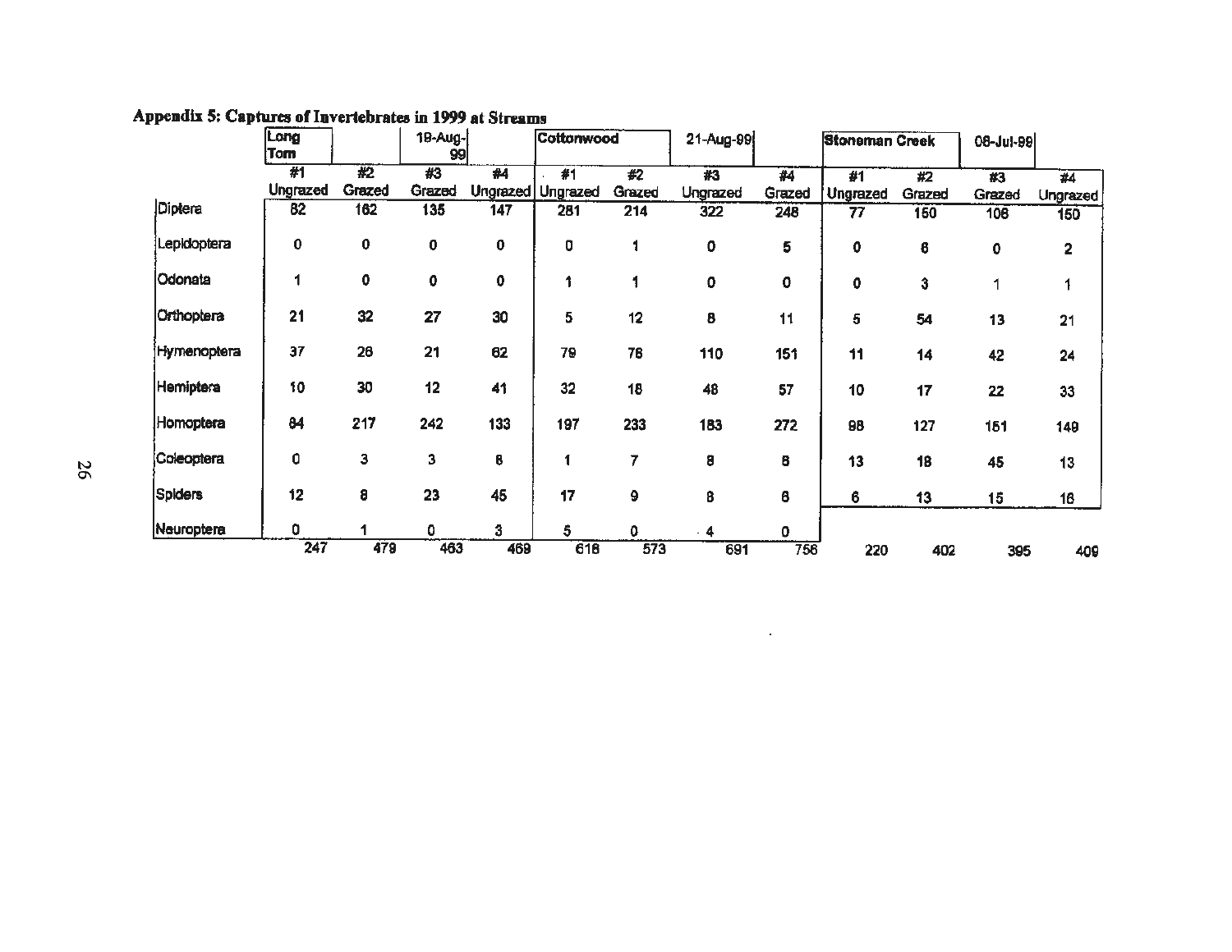**Appendix 5: Captures of Invertebrates in 1999 at Streams**

| | Long Tom | | 19-Aug-99 | | Cottonwood | | 21-Aug-99 | | Stoneman Creek | | 08-Jul-99 | |
|---|---|---|---|---|---|---|---|---|---|---|---|---|
| | #1 Ungrazed | #2 Grazed | #3 Grazed | #4 Ungrazed | #1 Ungrazed | #2 Grazed | #3 Ungrazed | #4 Grazed | #1 Ungrazed | #2 Grazed | #3 Grazed | #4 Ungrazed |
| Diptera | 82 | 162 | 135 | 147 | 281 | 214 | 322 | 248 | 77 | 150 | 106 | 150 |
| Lepidoptera | 0 | 0 | 0 | 0 | 0 | 1 | 0 | 5 | 0 | 6 | 0 | 2 |
| Odonata | 1 | 0 | 0 | 0 | 1 | 1 | 0 | 0 | 0 | 3 | 1 | 1 |
| Orthoptera | 21 | 32 | 27 | 30 | 5 | 12 | 8 | 11 | 5 | 54 | 13 | 21 |
| Hymenoptera | 37 | 26 | 21 | 62 | 79 | 76 | 110 | 151 | 11 | 14 | 42 | 24 |
| Hemiptera | 10 | 30 | 12 | 41 | 32 | 18 | 46 | 57 | 10 | 17 | 22 | 33 |
| Homoptera | 84 | 217 | 242 | 133 | 197 | 233 | 183 | 272 | 98 | 127 | 151 | 149 |
| Coleoptera | 0 | 3 | 3 | 8 | 1 | 7 | 8 | 8 | 13 | 18 | 45 | 13 |
| Spiders | 12 | 8 | 23 | 45 | 17 | 9 | 8 | 6 | 6 | 13 | 15 | 16 |
| Neuroptera | 0 | 1 | 0 | 3 | 5 | 0 | 4 | 0 | | | | |
| | 247 | 479 | 463 | 469 | 618 | 573 | 691 | 756 | 220 | 402 | 395 | 409 |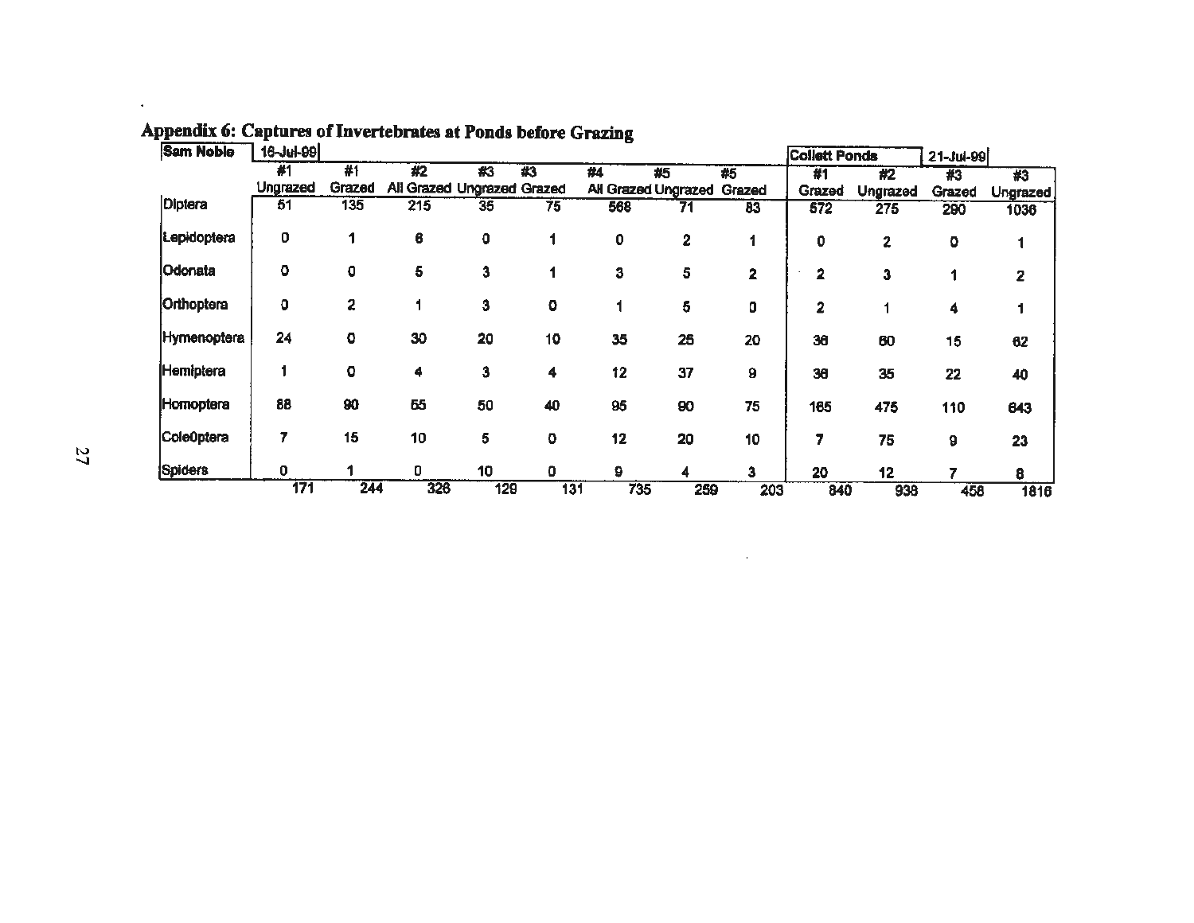## Appendix 6: Captures of Invertebrates at Ponds before Grazing

| Sam Noble | 16-Jul-99 | | | | | | | | Collett Ponds | | 21-Jul-99 | |
|---|---|---|---|---|---|---|---|---|---|---|---|---|
| | #1 Ungrazed | #1 Grazed | #2 All Grazed | #3 Ungrazed | #3 Grazed | #4 All Grazed | #5 Ungrazed | #5 Grazed | #1 Grazed | #2 Ungrazed | #3 Grazed | #3 Ungrazed |
| Diptera | 51 | 135 | 215 | 35 | 75 | 568 | 71 | 83 | 572 | 275 | 290 | 1036 |
| Lepidoptera | 0 | 1 | 6 | 0 | 1 | 0 | 2 | 1 | 0 | 2 | 0 | 1 |
| Odonata | 0 | 0 | 5 | 3 | 1 | 3 | 5 | 2 | 2 | 3 | 1 | 2 |
| Orthoptera | 0 | 2 | 1 | 3 | 0 | 1 | 5 | 0 | 2 | 1 | 4 | 1 |
| Hymenoptera | 24 | 0 | 30 | 20 | 10 | 35 | 25 | 20 | 36 | 60 | 15 | 62 |
| Hemiptera | 1 | 0 | 4 | 3 | 4 | 12 | 37 | 9 | 36 | 35 | 22 | 40 |
| Homoptera | 88 | 90 | 55 | 50 | 40 | 95 | 90 | 75 | 165 | 475 | 110 | 643 |
| ColeOptera | 7 | 15 | 10 | 5 | 0 | 12 | 20 | 10 | 7 | 75 | 9 | 23 |
| Spiders | 0 | 1 | 0 | 10 | 0 | 9 | 4 | 3 | 20 | 12 | 7 | 8 |
| | 171 | 244 | 326 | 129 | 131 | 735 | 259 | 203 | 840 | 938 | 458 | 1816 |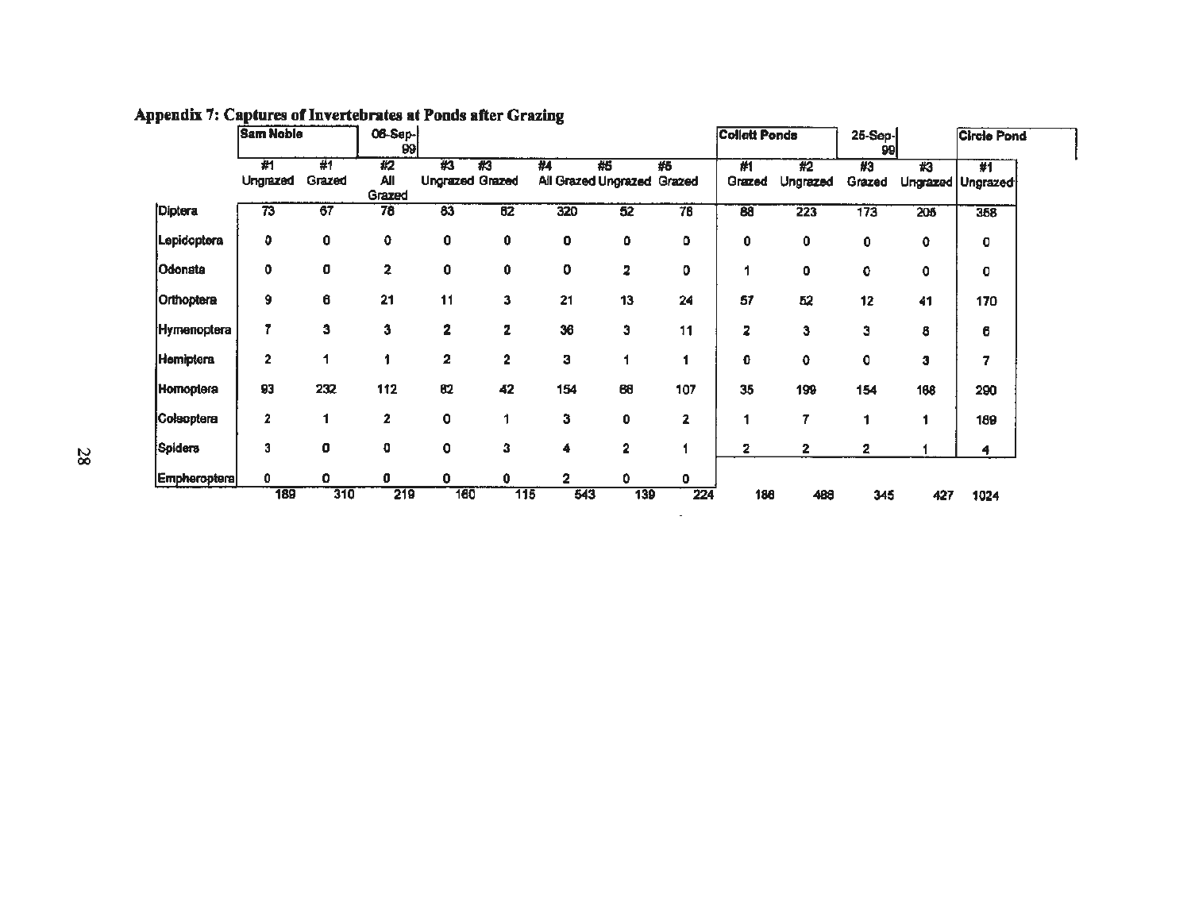## Appendix 7: Captures of Invertebrates at Ponds after Grazing

| | Sam Noble | | 06-Sep-99 | | | | | | Collett Ponds | | 25-Sep-99 | | Circle Pond |
|---|---|---|---|---|---|---|---|---|---|---|---|---|---|
| | #1 Ungrazed | #1 Grazed | #2 All Grazed | #3 Ungrazed | #3 Grazed | #4 All Grazed | #5 Ungrazed | #5 Grazed | #1 Grazed | #2 Ungrazed | #3 Grazed | #3 Ungrazed | #1 Ungrazed |
| Diptera | 73 | 67 | 78 | 63 | 62 | 320 | 52 | 78 | 88 | 223 | 173 | 205 | 358 |
| Lepidoptera | 0 | 0 | 0 | 0 | 0 | 0 | 0 | 0 | 0 | 0 | 0 | 0 | 0 |
| Odonata | 0 | 0 | 2 | 0 | 0 | 0 | 2 | 0 | 1 | 0 | 0 | 0 | 0 |
| Orthoptera | 9 | 6 | 21 | 11 | 3 | 21 | 13 | 24 | 57 | 52 | 12 | 41 | 170 |
| Hymenoptera | 7 | 3 | 3 | 2 | 2 | 36 | 3 | 11 | 2 | 3 | 3 | 8 | 6 |
| Hemiptera | 2 | 1 | 1 | 2 | 2 | 3 | 1 | 1 | 0 | 0 | 0 | 3 | 7 |
| Homoptera | 93 | 232 | 112 | 82 | 42 | 154 | 68 | 107 | 35 | 199 | 154 | 168 | 290 |
| Coleoptera | 2 | 1 | 2 | 0 | 1 | 3 | 0 | 2 | 1 | 7 | 1 | 1 | 189 |
| Spiders | 3 | 0 | 0 | 0 | 3 | 4 | 2 | 1 | 2 | 2 | 2 | 1 | 4 |
| Empheroptera | 0 | 0 | 0 | 0 | 0 | 2 | 0 | 0 | | | | | |
| | 189 | 310 | 219 | 160 | 115 | 543 | 139 | 224 | 186 | 486 | 345 | 427 | 1024 |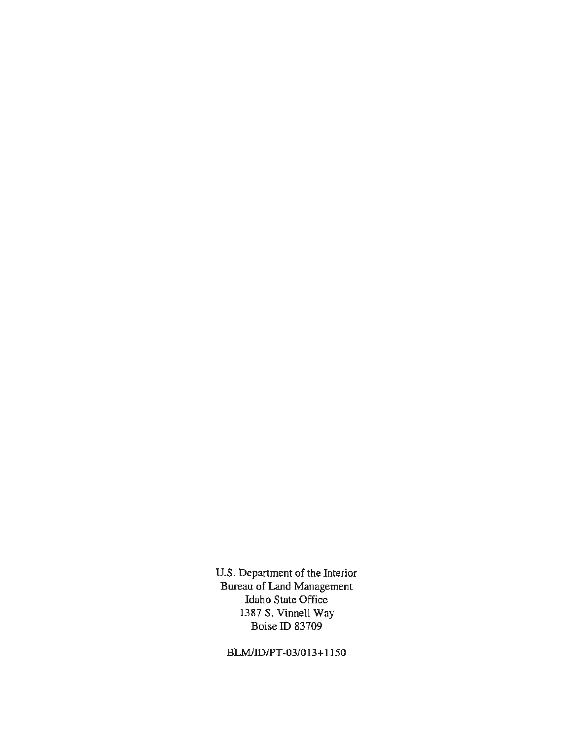U.S. Department of the Interior
Bureau of Land Management
Idaho State Office
1387 S. Vinnell Way
Boise ID 83709

BLM/ID/PT-03/013+1150